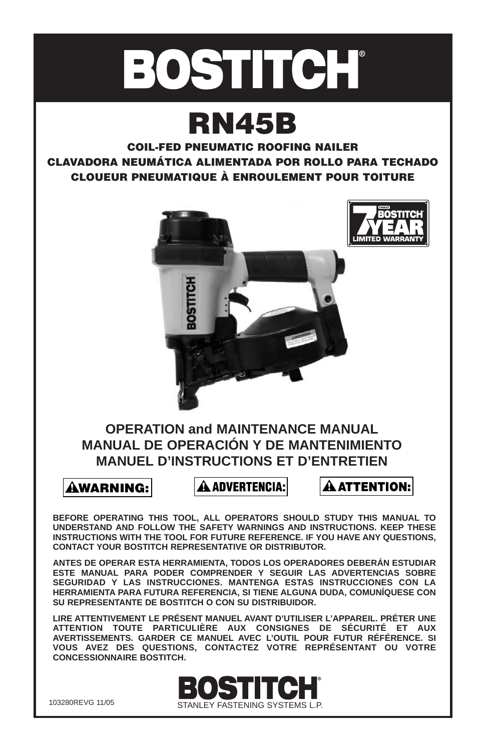# BOSTITCH®

# RN45B

## COIL-FED PNEUMATIC ROOFING NAILER
## CLAVADORA NEUMÁTICA ALIMENTADA POR ROLLO PARA TECHADO
## CLOUEUR PNEUMATIQUE À ENROULEMENT POUR TOITURE

STANLEY BOSTITCH 7 YEAR LIMITED WARRANTY

## OPERATION and MAINTENANCE MANUAL
## MANUAL DE OPERACIÓN Y DE MANTENIMIENTO
## MANUEL D'INSTRUCTIONS ET D'ENTRETIEN

**⚠WARNING:** **⚠ADVERTENCIA:** **⚠ATTENTION:**

**BEFORE OPERATING THIS TOOL, ALL OPERATORS SHOULD STUDY THIS MANUAL TO UNDERSTAND AND FOLLOW THE SAFETY WARNINGS AND INSTRUCTIONS. KEEP THESE INSTRUCTIONS WITH THE TOOL FOR FUTURE REFERENCE. IF YOU HAVE ANY QUESTIONS, CONTACT YOUR BOSTITCH REPRESENTATIVE OR DISTRIBUTOR.**

**ANTES DE OPERAR ESTA HERRAMIENTA, TODOS LOS OPERADORES DEBERÁN ESTUDIAR ESTE MANUAL PARA PODER COMPRENDER Y SEGUIR LAS ADVERTENCIAS SOBRE SEGURIDAD Y LAS INSTRUCCIONES. MANTENGA ESTAS INSTRUCCIONES CON LA HERRAMIENTA PARA FUTURA REFERENCIA, SI TIENE ALGUNA DUDA, COMUNÍQUESE CON SU REPRESENTANTE DE BOSTITCH O CON SU DISTRIBUIDOR.**

**LIRE ATTENTIVEMENT LE PRÉSENT MANUEL AVANT D'UTILISER L'APPAREIL. PRÉTER UNE ATTENTION TOUTE PARTICULIÈRE AUX CONSIGNES DE SÉCURITÉ ET AUX AVERTISSEMENTS. GARDER CE MANUEL AVEC L'OUTIL POUR FUTUR RÉFÉRENCE. SI VOUS AVEZ DES QUESTIONS, CONTACTEZ VOTRE REPRÉSENTANT OU VOTRE CONCESSIONNAIRE BOSTITCH.**

BOSTITCH®
STANLEY FASTENING SYSTEMS L.P.

103280REVG 11/05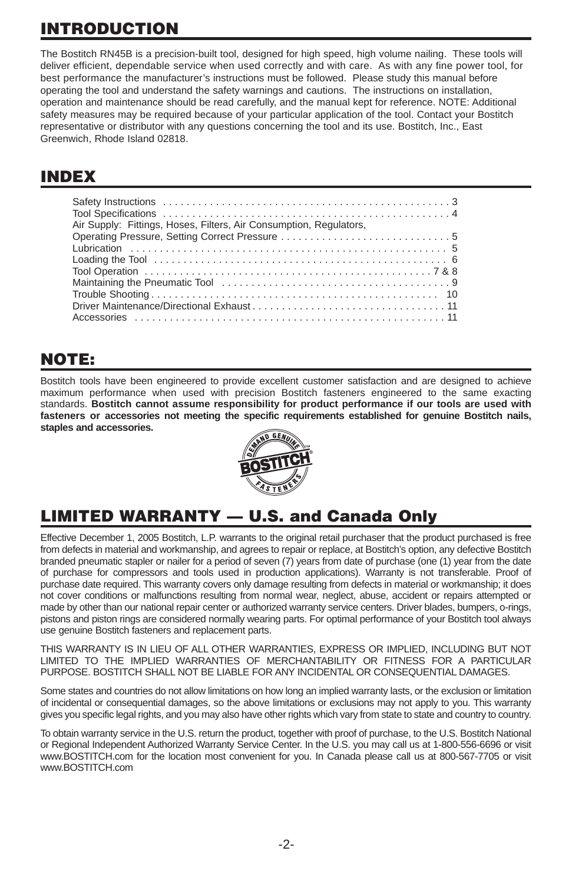# INTRODUCTION

The Bostitch RN45B is a precision-built tool, designed for high speed, high volume nailing. These tools will deliver efficient, dependable service when used correctly and with care. As with any fine power tool, for best performance the manufacturer's instructions must be followed. Please study this manual before operating the tool and understand the safety warnings and cautions. The instructions on installation, operation and maintenance should be read carefully, and the manual kept for reference. NOTE: Additional safety measures may be required because of your particular application of the tool. Contact your Bostitch representative or distributor with any questions concerning the tool and its use. Bostitch, Inc., East Greenwich, Rhode Island 02818.

# INDEX

Safety Instructions . . . . . . . . . . . . . . . . . . . . . . . . . . . . . . . . . . . . . . . . . . . . . . . . 3
Tool Specifications . . . . . . . . . . . . . . . . . . . . . . . . . . . . . . . . . . . . . . . . . . . . . . . . 4
Air Supply: Fittings, Hoses, Filters, Air Consumption, Regulators,
Operating Pressure, Setting Correct Pressure . . . . . . . . . . . . . . . . . . . . . . . . . . . . 5
Lubrication . . . . . . . . . . . . . . . . . . . . . . . . . . . . . . . . . . . . . . . . . . . . . . . . . . . . . 5
Loading the Tool . . . . . . . . . . . . . . . . . . . . . . . . . . . . . . . . . . . . . . . . . . . . . . . . . 6
Tool Operation . . . . . . . . . . . . . . . . . . . . . . . . . . . . . . . . . . . . . . . . . . . . . . . . 7 & 8
Maintaining the Pneumatic Tool . . . . . . . . . . . . . . . . . . . . . . . . . . . . . . . . . . . . . . 9
Trouble Shooting . . . . . . . . . . . . . . . . . . . . . . . . . . . . . . . . . . . . . . . . . . . . . . . . 10
Driver Maintenance/Directional Exhaust . . . . . . . . . . . . . . . . . . . . . . . . . . . . . . . . 11
Accessories . . . . . . . . . . . . . . . . . . . . . . . . . . . . . . . . . . . . . . . . . . . . . . . . . . . . 11

# NOTE:

Bostitch tools have been engineered to provide excellent customer satisfaction and are designed to achieve maximum performance when used with precision Bostitch fasteners engineered to the same exacting standards. **Bostitch cannot assume responsibility for product performance if our tools are used with fasteners or accessories not meeting the specific requirements established for genuine Bostitch nails, staples and accessories.**

DEMAND GENUINE BOSTITCH FASTENERS

# LIMITED WARRANTY — U.S. and Canada Only

Effective December 1, 2005 Bostitch, L.P. warrants to the original retail purchaser that the product purchased is free from defects in material and workmanship, and agrees to repair or replace, at Bostitch's option, any defective Bostitch branded pneumatic stapler or nailer for a period of seven (7) years from date of purchase (one (1) year from the date of purchase for compressors and tools used in production applications). Warranty is not transferable. Proof of purchase date required. This warranty covers only damage resulting from defects in material or workmanship; it does not cover conditions or malfunctions resulting from normal wear, neglect, abuse, accident or repairs attempted or made by other than our national repair center or authorized warranty service centers. Driver blades, bumpers, o-rings, pistons and piston rings are considered normally wearing parts. For optimal performance of your Bostitch tool always use genuine Bostitch fasteners and replacement parts.

THIS WARRANTY IS IN LIEU OF ALL OTHER WARRANTIES, EXPRESS OR IMPLIED, INCLUDING BUT NOT LIMITED TO THE IMPLIED WARRANTIES OF MERCHANTABILITY OR FITNESS FOR A PARTICULAR PURPOSE. BOSTITCH SHALL NOT BE LIABLE FOR ANY INCIDENTAL OR CONSEQUENTIAL DAMAGES.

Some states and countries do not allow limitations on how long an implied warranty lasts, or the exclusion or limitation of incidental or consequential damages, so the above limitations or exclusions may not apply to you. This warranty gives you specific legal rights, and you may also have other rights which vary from state to state and country to country.

To obtain warranty service in the U.S. return the product, together with proof of purchase, to the U.S. Bostitch National or Regional Independent Authorized Warranty Service Center. In the U.S. you may call us at 1-800-556-6696 or visit www.BOSTITCH.com for the location most convenient for you. In Canada please call us at 800-567-7705 or visit www.BOSTITCH.com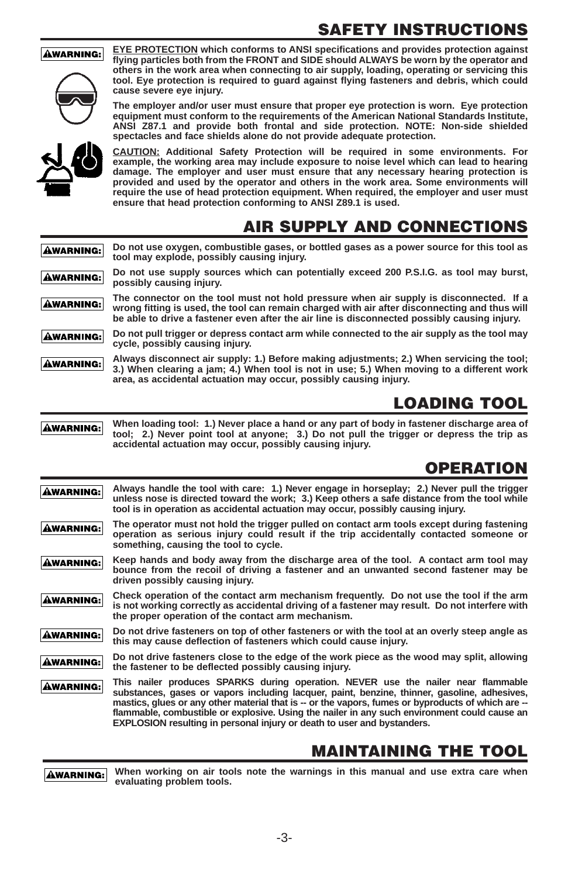# SAFETY INSTRUCTIONS

**⚠WARNING:** **EYE PROTECTION which conforms to ANSI specifications and provides protection against flying particles both from the FRONT and SIDE should ALWAYS be worn by the operator and others in the work area when connecting to air supply, loading, operating or servicing this tool. Eye protection is required to guard against flying fasteners and debris, which could cause severe eye injury.**

**The employer and/or user must ensure that proper eye protection is worn. Eye protection equipment must conform to the requirements of the American National Standards Institute, ANSI Z87.1 and provide both frontal and side protection. NOTE: Non-side shielded spectacles and face shields alone do not provide adequate protection.**

**CAUTION: Additional Safety Protection will be required in some environments. For example, the working area may include exposure to noise level which can lead to hearing damage. The employer and user must ensure that any necessary hearing protection is provided and used by the operator and others in the work area. Some environments will require the use of head protection equipment. When required, the employer and user must ensure that head protection conforming to ANSI Z89.1 is used.**

# AIR SUPPLY AND CONNECTIONS

**⚠WARNING:** **Do not use oxygen, combustible gases, or bottled gases as a power source for this tool as tool may explode, possibly causing injury.**

**⚠WARNING:** **Do not use supply sources which can potentially exceed 200 P.S.I.G. as tool may burst, possibly causing injury.**

**⚠WARNING:** **The connector on the tool must not hold pressure when air supply is disconnected. If a wrong fitting is used, the tool can remain charged with air after disconnecting and thus will be able to drive a fastener even after the air line is disconnected possibly causing injury.**

**⚠WARNING:** **Do not pull trigger or depress contact arm while connected to the air supply as the tool may cycle, possibly causing injury.**

**⚠WARNING:** **Always disconnect air supply: 1.) Before making adjustments; 2.) When servicing the tool; 3.) When clearing a jam; 4.) When tool is not in use; 5.) When moving to a different work area, as accidental actuation may occur, possibly causing injury.**

# LOADING TOOL

**⚠WARNING:** **When loading tool: 1.) Never place a hand or any part of body in fastener discharge area of tool; 2.) Never point tool at anyone; 3.) Do not pull the trigger or depress the trip as accidental actuation may occur, possibly causing injury.**

# OPERATION

**⚠WARNING:** **Always handle the tool with care: 1.) Never engage in horseplay; 2.) Never pull the trigger unless nose is directed toward the work; 3.) Keep others a safe distance from the tool while tool is in operation as accidental actuation may occur, possibly causing injury.**

**⚠WARNING:** **The operator must not hold the trigger pulled on contact arm tools except during fastening operation as serious injury could result if the trip accidentally contacted someone or something, causing the tool to cycle.**

**⚠WARNING:** **Keep hands and body away from the discharge area of the tool. A contact arm tool may bounce from the recoil of driving a fastener and an unwanted second fastener may be driven possibly causing injury.**

**⚠WARNING:** **Check operation of the contact arm mechanism frequently. Do not use the tool if the arm is not working correctly as accidental driving of a fastener may result. Do not interfere with the proper operation of the contact arm mechanism.**

**⚠WARNING:** **Do not drive fasteners on top of other fasteners or with the tool at an overly steep angle as this may cause deflection of fasteners which could cause injury.**

**⚠WARNING:** **Do not drive fasteners close to the edge of the work piece as the wood may split, allowing the fastener to be deflected possibly causing injury.**

**⚠WARNING:** **This nailer produces SPARKS during operation. NEVER use the nailer near flammable substances, gases or vapors including lacquer, paint, benzine, thinner, gasoline, adhesives, mastics, glues or any other material that is -- or the vapors, fumes or byproducts of which are -- flammable, combustible or explosive. Using the nailer in any such environment could cause an EXPLOSION resulting in personal injury or death to user and bystanders.**

# MAINTAINING THE TOOL

**⚠WARNING:** **When working on air tools note the warnings in this manual and use extra care when evaluating problem tools.**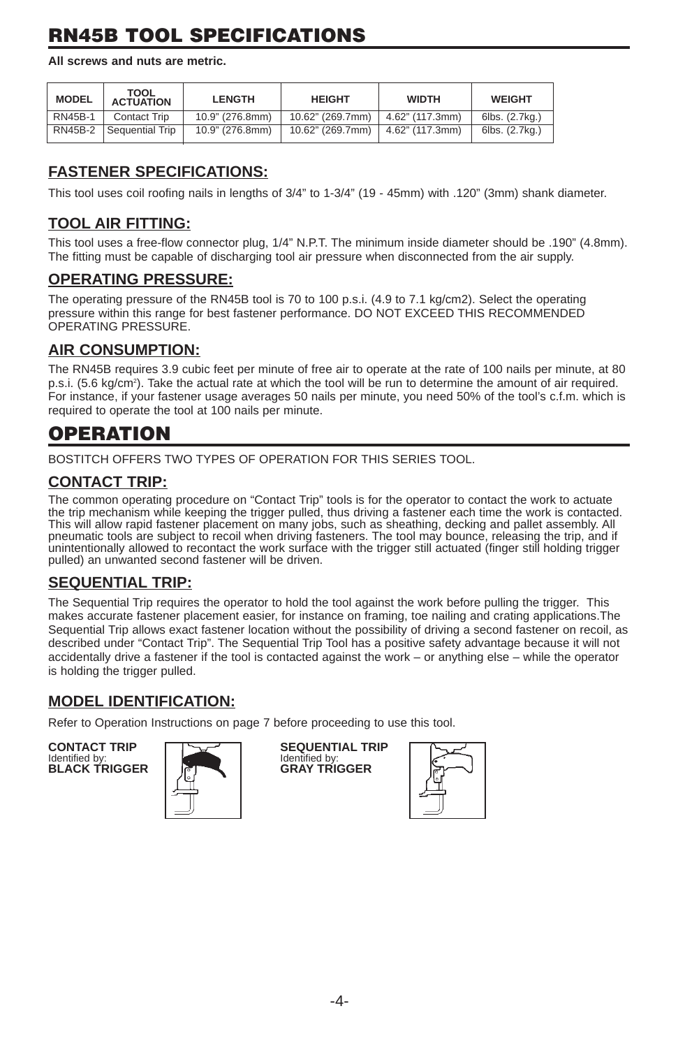# RN45B TOOL SPECIFICATIONS

**All screws and nuts are metric.**

| MODEL | TOOL ACTUATION | LENGTH | HEIGHT | WIDTH | WEIGHT |
|---|---|---|---|---|---|
| RN45B-1 | Contact Trip | 10.9" (276.8mm) | 10.62" (269.7mm) | 4.62" (117.3mm) | 6lbs. (2.7kg.) |
| RN45B-2 | Sequential Trip | 10.9" (276.8mm) | 10.62" (269.7mm) | 4.62" (117.3mm) | 6lbs. (2.7kg.) |

## FASTENER SPECIFICATIONS:

This tool uses coil roofing nails in lengths of 3/4" to 1-3/4" (19 - 45mm) with .120" (3mm) shank diameter.

## TOOL AIR FITTING:

This tool uses a free-flow connector plug, 1/4" N.P.T. The minimum inside diameter should be .190" (4.8mm). The fitting must be capable of discharging tool air pressure when disconnected from the air supply.

## OPERATING PRESSURE:

The operating pressure of the RN45B tool is 70 to 100 p.s.i. (4.9 to 7.1 kg/cm2). Select the operating pressure within this range for best fastener performance. DO NOT EXCEED THIS RECOMMENDED OPERATING PRESSURE.

## AIR CONSUMPTION:

The RN45B requires 3.9 cubic feet per minute of free air to operate at the rate of 100 nails per minute, at 80 p.s.i. (5.6 kg/cm$^2$). Take the actual rate at which the tool will be run to determine the amount of air required. For instance, if your fastener usage averages 50 nails per minute, you need 50% of the tool's c.f.m. which is required to operate the tool at 100 nails per minute.

# OPERATION

BOSTITCH OFFERS TWO TYPES OF OPERATION FOR THIS SERIES TOOL.

## CONTACT TRIP:

The common operating procedure on "Contact Trip" tools is for the operator to contact the work to actuate the trip mechanism while keeping the trigger pulled, thus driving a fastener each time the work is contacted. This will allow rapid fastener placement on many jobs, such as sheathing, decking and pallet assembly. All pneumatic tools are subject to recoil when driving fasteners. The tool may bounce, releasing the trip, and if unintentionally allowed to recontact the work surface with the trigger still actuated (finger still holding trigger pulled) an unwanted second fastener will be driven.

## SEQUENTIAL TRIP:

The Sequential Trip requires the operator to hold the tool against the work before pulling the trigger. This makes accurate fastener placement easier, for instance on framing, toe nailing and crating applications.The Sequential Trip allows exact fastener location without the possibility of driving a second fastener on recoil, as described under "Contact Trip". The Sequential Trip Tool has a positive safety advantage because it will not accidentally drive a fastener if the tool is contacted against the work – or anything else – while the operator is holding the trigger pulled.

## MODEL IDENTIFICATION:

Refer to Operation Instructions on page 7 before proceeding to use this tool.

**CONTACT TRIP**
Identified by:
**BLACK TRIGGER**

**SEQUENTIAL TRIP**
Identified by:
**GRAY TRIGGER**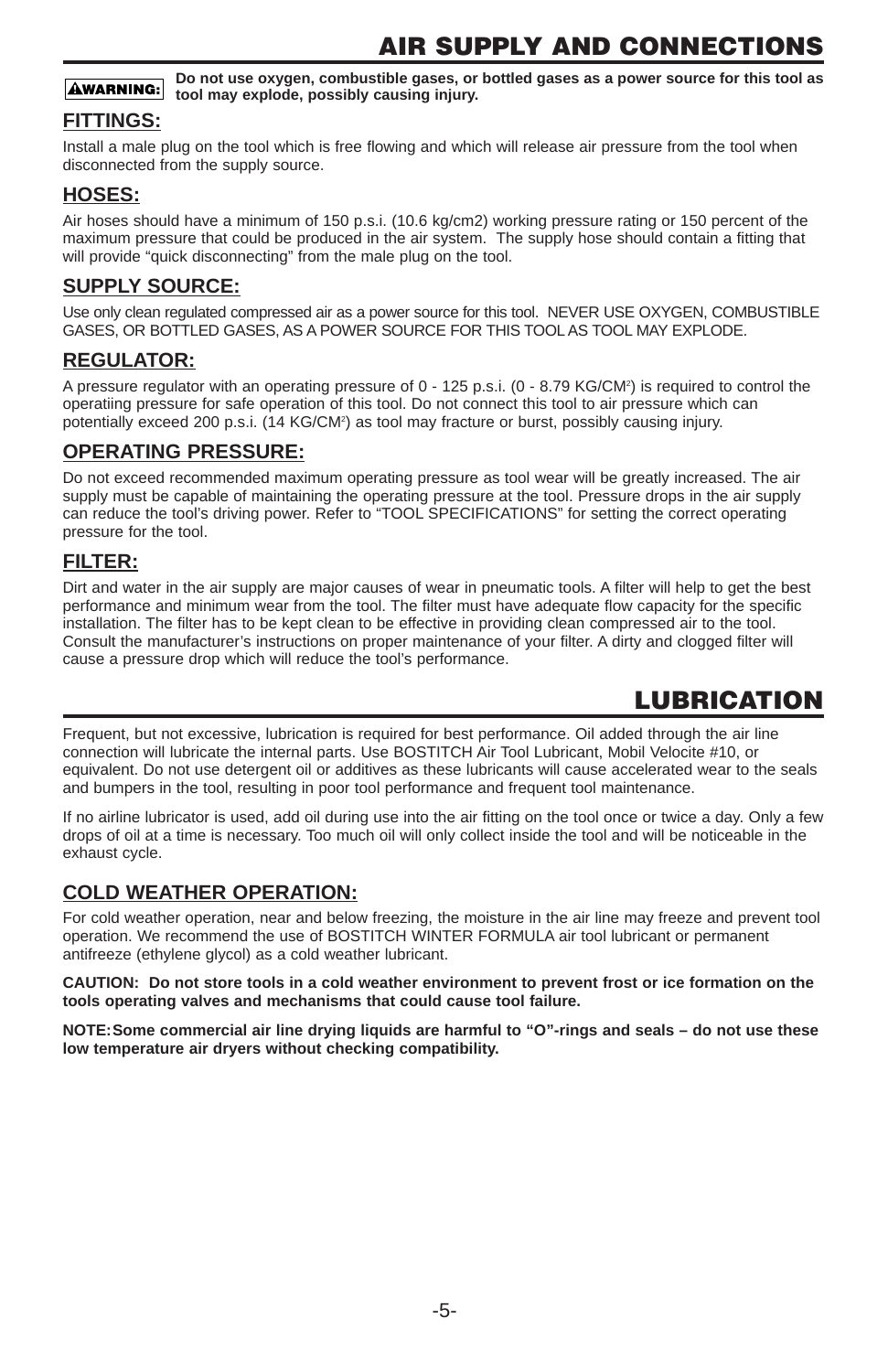# AIR SUPPLY AND CONNECTIONS

**⚠WARNING:** **Do not use oxygen, combustible gases, or bottled gases as a power source for this tool as tool may explode, possibly causing injury.**

## FITTINGS:

Install a male plug on the tool which is free flowing and which will release air pressure from the tool when disconnected from the supply source.

## HOSES:

Air hoses should have a minimum of 150 p.s.i. (10.6 kg/cm2) working pressure rating or 150 percent of the maximum pressure that could be produced in the air system. The supply hose should contain a fitting that will provide "quick disconnecting" from the male plug on the tool.

## SUPPLY SOURCE:

Use only clean regulated compressed air as a power source for this tool. NEVER USE OXYGEN, COMBUSTIBLE GASES, OR BOTTLED GASES, AS A POWER SOURCE FOR THIS TOOL AS TOOL MAY EXPLODE.

## REGULATOR:

A pressure regulator with an operating pressure of 0 - 125 p.s.i. (0 - 8.79 KG/CM$^2$) is required to control the operatiing pressure for safe operation of this tool. Do not connect this tool to air pressure which can potentially exceed 200 p.s.i. (14 KG/CM$^2$) as tool may fracture or burst, possibly causing injury.

## OPERATING PRESSURE:

Do not exceed recommended maximum operating pressure as tool wear will be greatly increased. The air supply must be capable of maintaining the operating pressure at the tool. Pressure drops in the air supply can reduce the tool's driving power. Refer to "TOOL SPECIFICATIONS" for setting the correct operating pressure for the tool.

## FILTER:

Dirt and water in the air supply are major causes of wear in pneumatic tools. A filter will help to get the best performance and minimum wear from the tool. The filter must have adequate flow capacity for the specific installation. The filter has to be kept clean to be effective in providing clean compressed air to the tool. Consult the manufacturer's instructions on proper maintenance of your filter. A dirty and clogged filter will cause a pressure drop which will reduce the tool's performance.

# LUBRICATION

Frequent, but not excessive, lubrication is required for best performance. Oil added through the air line connection will lubricate the internal parts. Use BOSTITCH Air Tool Lubricant, Mobil Velocite #10, or equivalent. Do not use detergent oil or additives as these lubricants will cause accelerated wear to the seals and bumpers in the tool, resulting in poor tool performance and frequent tool maintenance.

If no airline lubricator is used, add oil during use into the air fitting on the tool once or twice a day. Only a few drops of oil at a time is necessary. Too much oil will only collect inside the tool and will be noticeable in the exhaust cycle.

## COLD WEATHER OPERATION:

For cold weather operation, near and below freezing, the moisture in the air line may freeze and prevent tool operation. We recommend the use of BOSTITCH WINTER FORMULA air tool lubricant or permanent antifreeze (ethylene glycol) as a cold weather lubricant.

**CAUTION: Do not store tools in a cold weather environment to prevent frost or ice formation on the tools operating valves and mechanisms that could cause tool failure.**

**NOTE: Some commercial air line drying liquids are harmful to "O"-rings and seals – do not use these low temperature air dryers without checking compatibility.**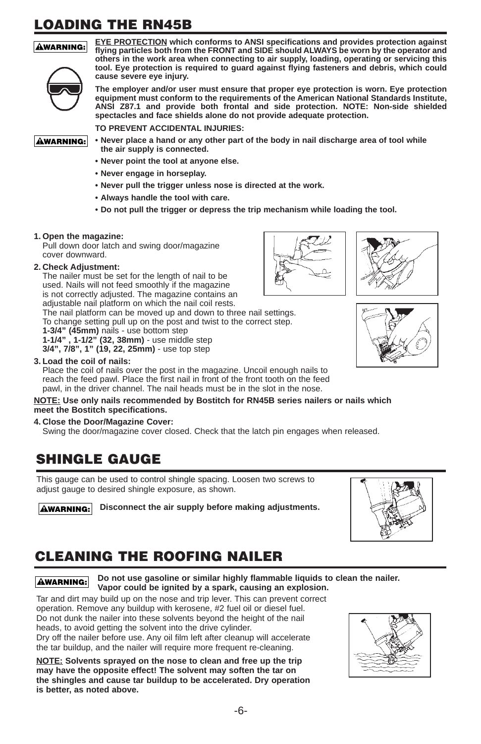## LOADING THE RN45B

**⚠WARNING:** **EYE PROTECTION which conforms to ANSI specifications and provides protection against flying particles both from the FRONT and SIDE should ALWAYS be worn by the operator and others in the work area when connecting to air supply, loading, operating or servicing this tool. Eye protection is required to guard against flying fasteners and debris, which could cause severe eye injury.**

**The employer and/or user must ensure that proper eye protection is worn. Eye protection equipment must conform to the requirements of the American National Standards Institute, ANSI Z87.1 and provide both frontal and side protection. NOTE: Non-side shielded spectacles and face shields alone do not provide adequate protection.**

**TO PREVENT ACCIDENTAL INJURIES:**

**⚠WARNING:**

- **Never place a hand or any other part of the body in nail discharge area of tool while the air supply is connected.**
- **Never point the tool at anyone else.**
- **Never engage in horseplay.**
- **Never pull the trigger unless nose is directed at the work.**
- **Always handle the tool with care.**
- **Do not pull the trigger or depress the trip mechanism while loading the tool.**

1. **Open the magazine:**
   Pull down door latch and swing door/magazine cover downward.
2. **Check Adjustment:**
   The nailer must be set for the length of nail to be used. Nails will not feed smoothly if the magazine is not correctly adjusted. The magazine contains an adjustable nail platform on which the nail coil rests. The nail platform can be moved up and down to three nail settings. To change setting pull up on the post and twist to the correct step.
   **1-3/4" (45mm)** nails - use bottom step
   **1-1/4" , 1-1/2" (32, 38mm)** - use middle step
   **3/4", 7/8", 1" (19, 22, 25mm)** - use top step
3. **Load the coil of nails:**
   Place the coil of nails over the post in the magazine. Uncoil enough nails to reach the feed pawl. Place the first nail in front of the front tooth on the feed pawl, in the driver channel. The nail heads must be in the slot in the nose.

**NOTE: Use only nails recommended by Bostitch for RN45B series nailers or nails which meet the Bostitch specifications.**

4. **Close the Door/Magazine Cover:**
   Swing the door/magazine cover closed. Check that the latch pin engages when released.

## SHINGLE GAUGE

This gauge can be used to control shingle spacing. Loosen two screws to adjust gauge to desired shingle exposure, as shown.

**⚠WARNING: Disconnect the air supply before making adjustments.**

## CLEANING THE ROOFING NAILER

**⚠WARNING: Do not use gasoline or similar highly flammable liquids to clean the nailer. Vapor could be ignited by a spark, causing an explosion.**

Tar and dirt may build up on the nose and trip lever. This can prevent correct operation. Remove any buildup with kerosene, #2 fuel oil or diesel fuel. Do not dunk the nailer into these solvents beyond the height of the nail heads, to avoid getting the solvent into the drive cylinder.
Dry off the nailer before use. Any oil film left after cleanup will accelerate the tar buildup, and the nailer will require more frequent re-cleaning.

**NOTE: Solvents sprayed on the nose to clean and free up the trip may have the opposite effect! The solvent may soften the tar on the shingles and cause tar buildup to be accelerated. Dry operation is better, as noted above.**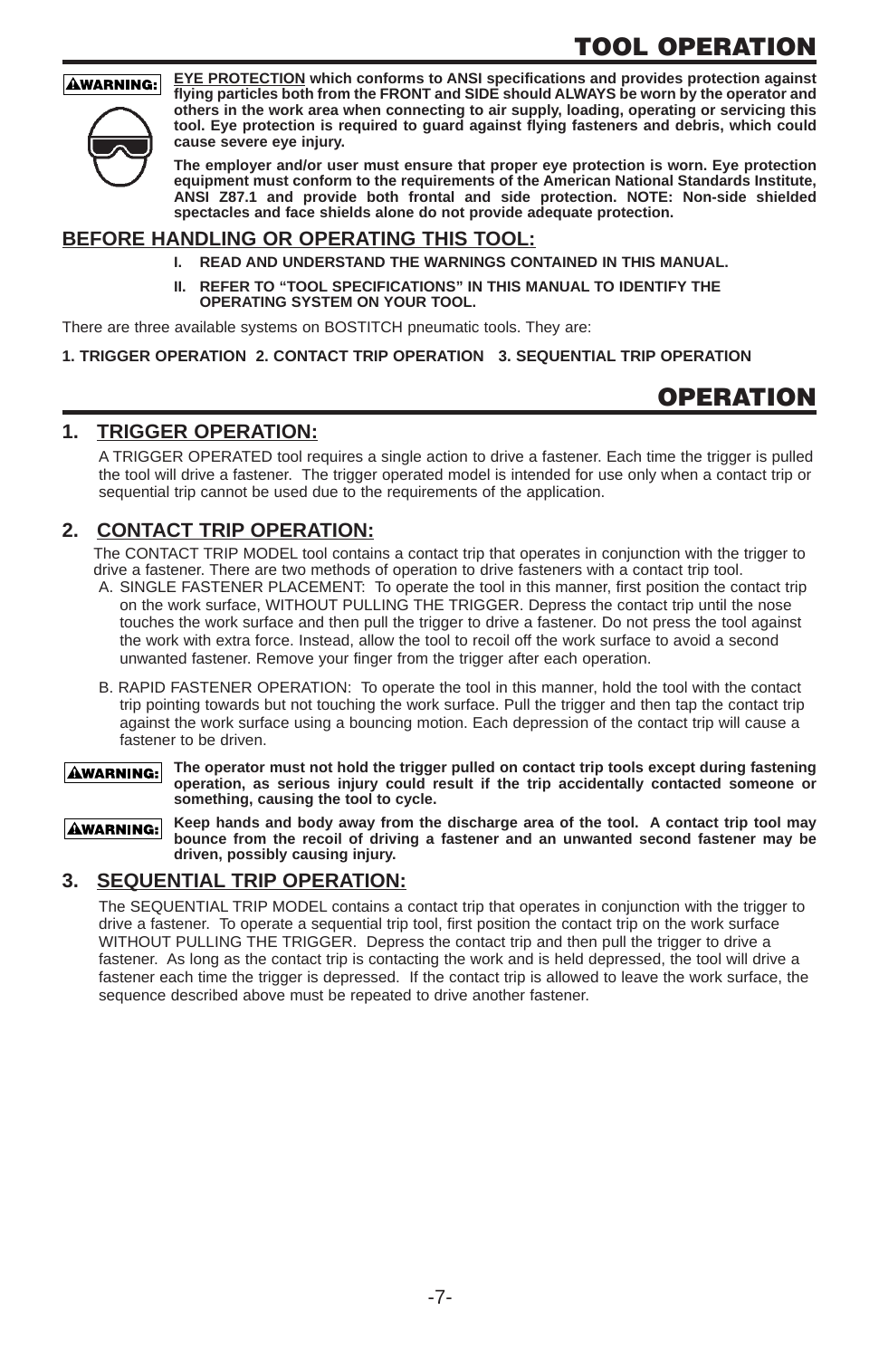# TOOL OPERATION

**⚠WARNING:** **EYE PROTECTION which conforms to ANSI specifications and provides protection against flying particles both from the FRONT and SIDE should ALWAYS be worn by the operator and others in the work area when connecting to air supply, loading, operating or servicing this tool. Eye protection is required to guard against flying fasteners and debris, which could cause severe eye injury.**

**The employer and/or user must ensure that proper eye protection is worn. Eye protection equipment must conform to the requirements of the American National Standards Institute, ANSI Z87.1 and provide both frontal and side protection. NOTE: Non-side shielded spectacles and face shields alone do not provide adequate protection.**

## BEFORE HANDLING OR OPERATING THIS TOOL:

**I. READ AND UNDERSTAND THE WARNINGS CONTAINED IN THIS MANUAL.**

**II. REFER TO "TOOL SPECIFICATIONS" IN THIS MANUAL TO IDENTIFY THE OPERATING SYSTEM ON YOUR TOOL.**

There are three available systems on BOSTITCH pneumatic tools. They are:

**1. TRIGGER OPERATION 2. CONTACT TRIP OPERATION 3. SEQUENTIAL TRIP OPERATION**

# OPERATION

## 1. TRIGGER OPERATION:

A TRIGGER OPERATED tool requires a single action to drive a fastener. Each time the trigger is pulled the tool will drive a fastener. The trigger operated model is intended for use only when a contact trip or sequential trip cannot be used due to the requirements of the application.

## 2. CONTACT TRIP OPERATION:

The CONTACT TRIP MODEL tool contains a contact trip that operates in conjunction with the trigger to drive a fastener. There are two methods of operation to drive fasteners with a contact trip tool.

A. SINGLE FASTENER PLACEMENT: To operate the tool in this manner, first position the contact trip on the work surface, WITHOUT PULLING THE TRIGGER. Depress the contact trip until the nose touches the work surface and then pull the trigger to drive a fastener. Do not press the tool against the work with extra force. Instead, allow the tool to recoil off the work surface to avoid a second unwanted fastener. Remove your finger from the trigger after each operation.

B. RAPID FASTENER OPERATION: To operate the tool in this manner, hold the tool with the contact trip pointing towards but not touching the work surface. Pull the trigger and then tap the contact trip against the work surface using a bouncing motion. Each depression of the contact trip will cause a fastener to be driven.

**⚠WARNING:** **The operator must not hold the trigger pulled on contact trip tools except during fastening operation, as serious injury could result if the trip accidentally contacted someone or something, causing the tool to cycle.**

**⚠WARNING:** **Keep hands and body away from the discharge area of the tool. A contact trip tool may bounce from the recoil of driving a fastener and an unwanted second fastener may be driven, possibly causing injury.**

## 3. SEQUENTIAL TRIP OPERATION:

The SEQUENTIAL TRIP MODEL contains a contact trip that operates in conjunction with the trigger to drive a fastener. To operate a sequential trip tool, first position the contact trip on the work surface WITHOUT PULLING THE TRIGGER. Depress the contact trip and then pull the trigger to drive a fastener. As long as the contact trip is contacting the work and is held depressed, the tool will drive a fastener each time the trigger is depressed. If the contact trip is allowed to leave the work surface, the sequence described above must be repeated to drive another fastener.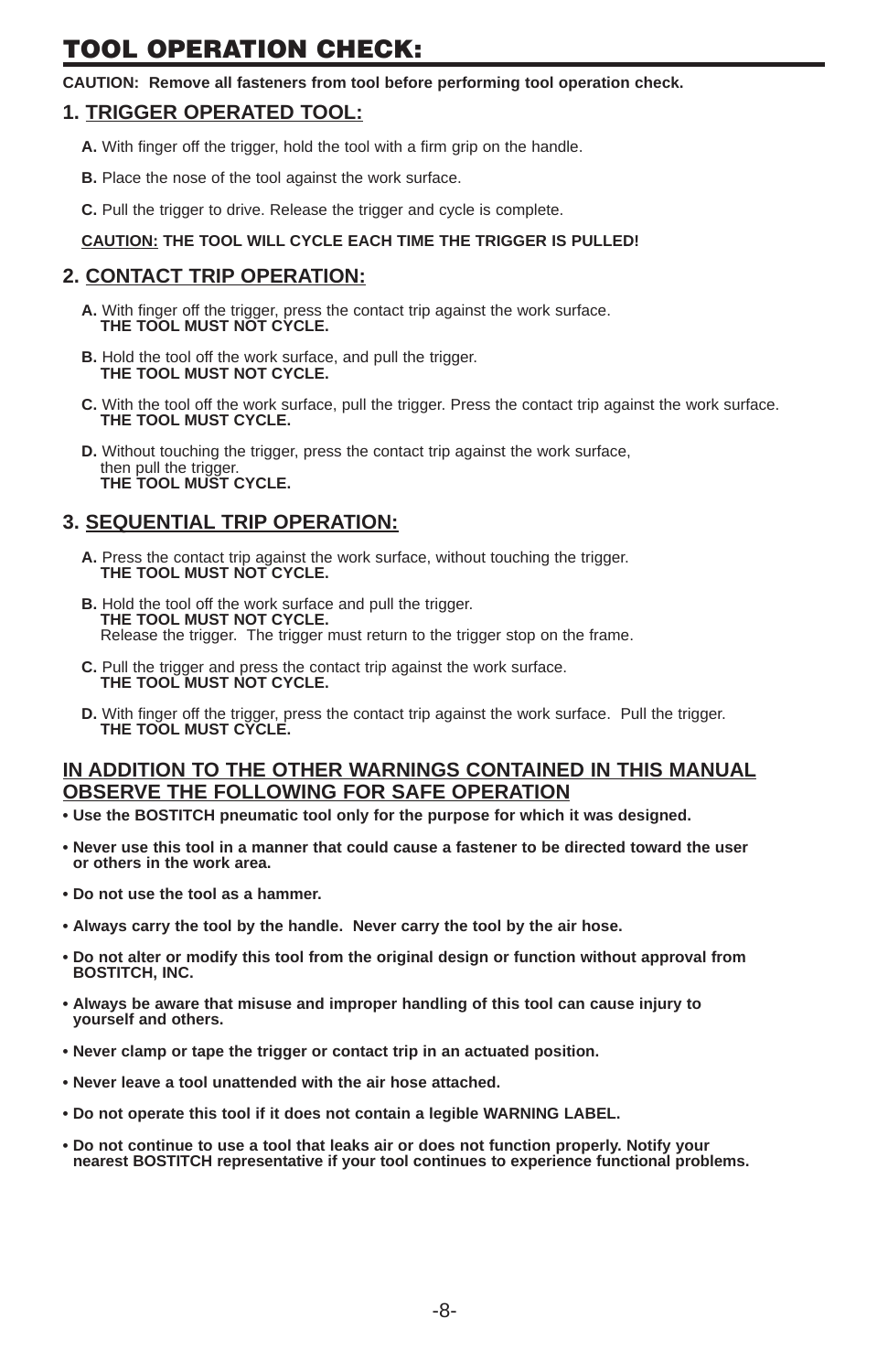# TOOL OPERATION CHECK:

**CAUTION: Remove all fasteners from tool before performing tool operation check.**

## 1. TRIGGER OPERATED TOOL:

**A.** With finger off the trigger, hold the tool with a firm grip on the handle.

**B.** Place the nose of the tool against the work surface.

**C.** Pull the trigger to drive. Release the trigger and cycle is complete.

**CAUTION: THE TOOL WILL CYCLE EACH TIME THE TRIGGER IS PULLED!**

## 2. CONTACT TRIP OPERATION:

**A.** With finger off the trigger, press the contact trip against the work surface.
**THE TOOL MUST NOT CYCLE.**

**B.** Hold the tool off the work surface, and pull the trigger.
**THE TOOL MUST NOT CYCLE.**

**C.** With the tool off the work surface, pull the trigger. Press the contact trip against the work surface.
**THE TOOL MUST CYCLE.**

**D.** Without touching the trigger, press the contact trip against the work surface, then pull the trigger.
**THE TOOL MUST CYCLE.**

## 3. SEQUENTIAL TRIP OPERATION:

**A.** Press the contact trip against the work surface, without touching the trigger.
**THE TOOL MUST NOT CYCLE.**

**B.** Hold the tool off the work surface and pull the trigger.
**THE TOOL MUST NOT CYCLE.**
Release the trigger. The trigger must return to the trigger stop on the frame.

**C.** Pull the trigger and press the contact trip against the work surface.
**THE TOOL MUST NOT CYCLE.**

**D.** With finger off the trigger, press the contact trip against the work surface. Pull the trigger.
**THE TOOL MUST CYCLE.**

## IN ADDITION TO THE OTHER WARNINGS CONTAINED IN THIS MANUAL OBSERVE THE FOLLOWING FOR SAFE OPERATION

- **Use the BOSTITCH pneumatic tool only for the purpose for which it was designed.**
- **Never use this tool in a manner that could cause a fastener to be directed toward the user or others in the work area.**
- **Do not use the tool as a hammer.**
- **Always carry the tool by the handle. Never carry the tool by the air hose.**
- **Do not alter or modify this tool from the original design or function without approval from BOSTITCH, INC.**
- **Always be aware that misuse and improper handling of this tool can cause injury to yourself and others.**
- **Never clamp or tape the trigger or contact trip in an actuated position.**
- **Never leave a tool unattended with the air hose attached.**
- **Do not operate this tool if it does not contain a legible WARNING LABEL.**
- **Do not continue to use a tool that leaks air or does not function properly. Notify your nearest BOSTITCH representative if your tool continues to experience functional problems.**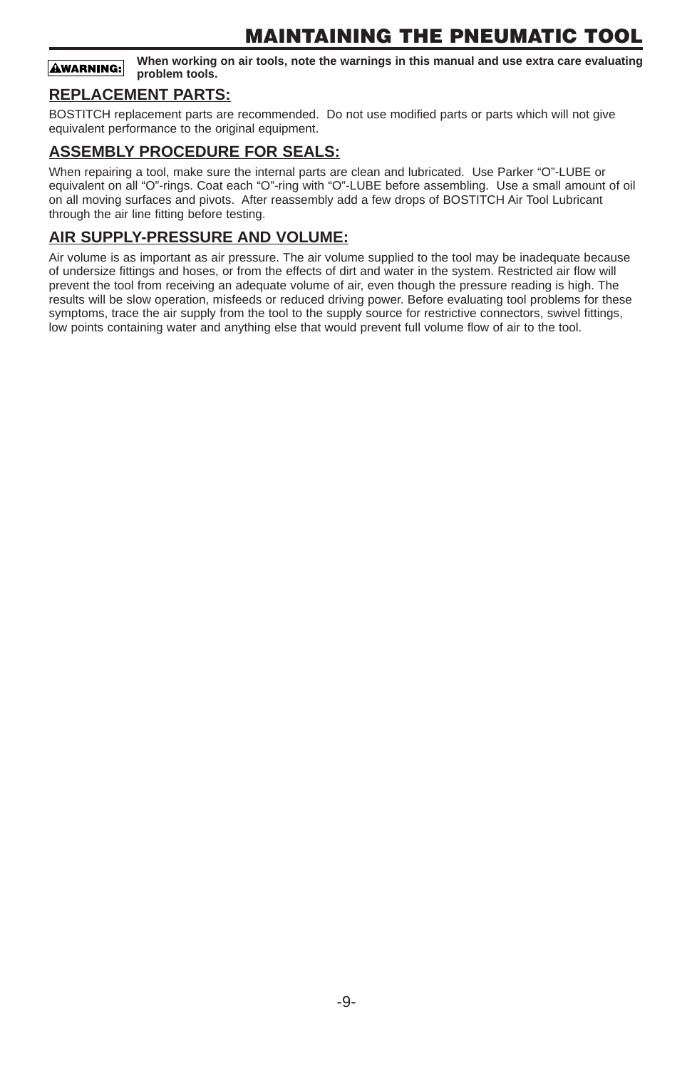# MAINTAINING THE PNEUMATIC TOOL

**⚠WARNING:** **When working on air tools, note the warnings in this manual and use extra care evaluating problem tools.**

## REPLACEMENT PARTS:

BOSTITCH replacement parts are recommended. Do not use modified parts or parts which will not give equivalent performance to the original equipment.

## ASSEMBLY PROCEDURE FOR SEALS:

When repairing a tool, make sure the internal parts are clean and lubricated. Use Parker "O"-LUBE or equivalent on all "O"-rings. Coat each "O"-ring with "O"-LUBE before assembling. Use a small amount of oil on all moving surfaces and pivots. After reassembly add a few drops of BOSTITCH Air Tool Lubricant through the air line fitting before testing.

## AIR SUPPLY-PRESSURE AND VOLUME:

Air volume is as important as air pressure. The air volume supplied to the tool may be inadequate because of undersize fittings and hoses, or from the effects of dirt and water in the system. Restricted air flow will prevent the tool from receiving an adequate volume of air, even though the pressure reading is high. The results will be slow operation, misfeeds or reduced driving power. Before evaluating tool problems for these symptoms, trace the air supply from the tool to the supply source for restrictive connectors, swivel fittings, low points containing water and anything else that would prevent full volume flow of air to the tool.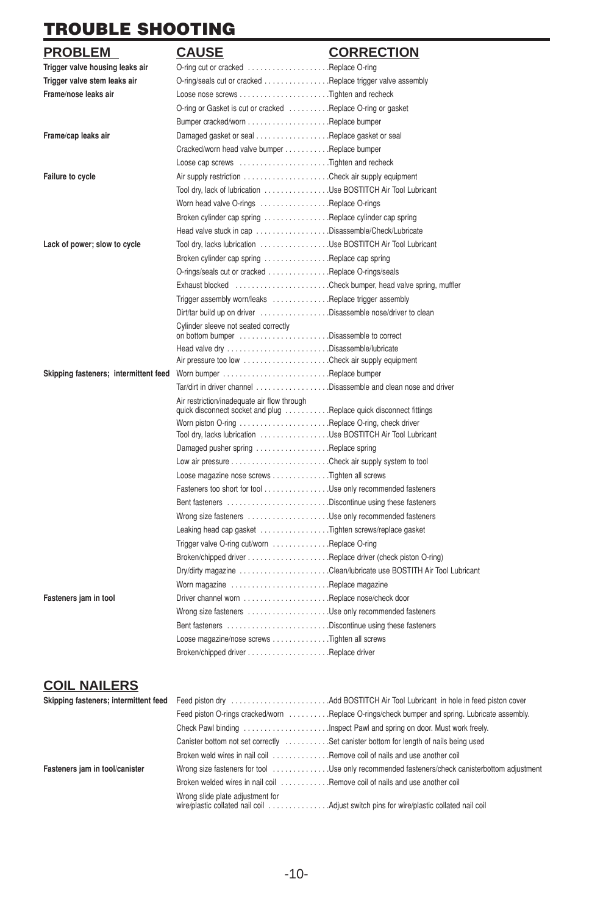# TROUBLE SHOOTING

| PROBLEM | CAUSE | CORRECTION |
|---|---|---|
| **Trigger valve housing leaks air** | O-ring cut or cracked | Replace O-ring |
| **Trigger valve stem leaks air** | O-ring/seals cut or cracked | Replace trigger valve assembly |
| **Frame/nose leaks air** | Loose nose screws | Tighten and recheck |
| | O-ring or Gasket is cut or cracked | Replace O-ring or gasket |
| | Bumper cracked/worn | Replace bumper |
| **Frame/cap leaks air** | Damaged gasket or seal | Replace gasket or seal |
| | Cracked/worn head valve bumper | Replace bumper |
| | Loose cap screws | Tighten and recheck |
| **Failure to cycle** | Air supply restriction | Check air supply equipment |
| | Tool dry, lack of lubrication | Use BOSTITCH Air Tool Lubricant |
| | Worn head valve O-rings | Replace O-rings |
| | Broken cylinder cap spring | Replace cylinder cap spring |
| | Head valve stuck in cap | Disassemble/Check/Lubricate |
| **Lack of power; slow to cycle** | Tool dry, lacks lubrication | Use BOSTITCH Air Tool Lubricant |
| | Broken cylinder cap spring | Replace cap spring |
| | O-rings/seals cut or cracked | Replace O-rings/seals |
| | Exhaust blocked | Check bumper, head valve spring, muffler |
| | Trigger assembly worn/leaks | Replace trigger assembly |
| | Dirt/tar build up on driver | Disassemble nose/driver to clean |
| | Cylinder sleeve not seated correctly on bottom bumper | Disassemble to correct |
| | Head valve dry | Disassemble/lubricate |
| | Air pressure too low | Check air supply equipment |
| **Skipping fasteners; intermittent feed** | Worn bumper | Replace bumper |
| | Tar/dirt in driver channel | Disassemble and clean nose and driver |
| | Air restriction/inadequate air flow through quick disconnect socket and plug | Replace quick disconnect fittings |
| | Worn piston O-ring | Replace O-ring, check driver |
| | Tool dry, lacks lubrication | Use BOSTITCH Air Tool Lubricant |
| | Damaged pusher spring | Replace spring |
| | Low air pressure | Check air supply system to tool |
| | Loose magazine nose screws | Tighten all screws |
| | Fasteners too short for tool | Use only recommended fasteners |
| | Bent fasteners | Discontinue using these fasteners |
| | Wrong size fasteners | Use only recommended fasteners |
| | Leaking head cap gasket | Tighten screws/replace gasket |
| | Trigger valve O-ring cut/worn | Replace O-ring |
| | Broken/chipped driver | Replace driver (check piston O-ring) |
| | Dry/dirty magazine | Clean/lubricate use BOSTITH Air Tool Lubricant |
| | Worn magazine | Replace magazine |
| **Fasteners jam in tool** | Driver channel worn | Replace nose/check door |
| | Wrong size fasteners | Use only recommended fasteners |
| | Bent fasteners | Discontinue using these fasteners |
| | Loose magazine/nose screws | Tighten all screws |
| | Broken/chipped driver | Replace driver |

## COIL NAILERS

| PROBLEM | CAUSE | CORRECTION |
|---|---|---|
| **Skipping fasteners; intermittent feed** | Feed piston dry | Add BOSTITCH Air Tool Lubricant in hole in feed piston cover |
| | Feed piston O-rings cracked/worn | Replace O-rings/check bumper and spring. Lubricate assembly. |
| | Check Pawl binding | Inspect Pawl and spring on door. Must work freely. |
| | Canister bottom not set correctly | Set canister bottom for length of nails being used |
| | Broken weld wires in nail coil | Remove coil of nails and use another coil |
| **Fasteners jam in tool/canister** | Wrong size fasteners for tool | Use only recommended fasteners/check canisterbottom adjustment |
| | Broken welded wires in nail coil | Remove coil of nails and use another coil |
| | Wrong slide plate adjustment for wire/plastic collated nail coil | Adjust switch pins for wire/plastic collated nail coil |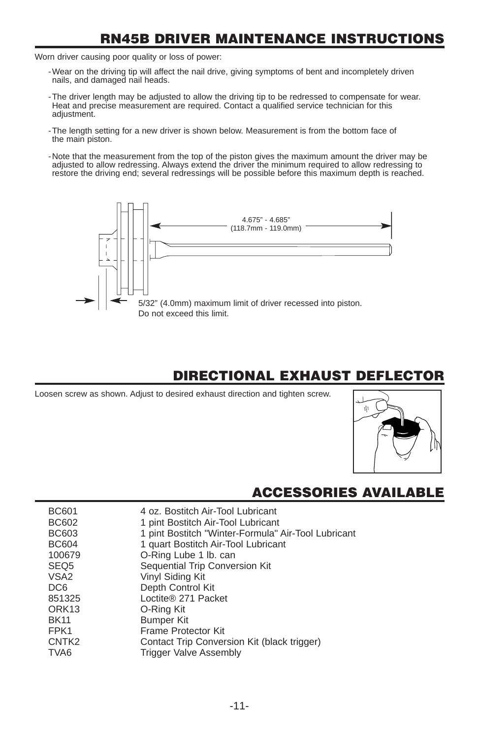## RN45B DRIVER MAINTENANCE INSTRUCTIONS

Worn driver causing poor quality or loss of power:

- Wear on the driving tip will affect the nail drive, giving symptoms of bent and incompletely driven nails, and damaged nail heads.
- The driver length may be adjusted to allow the driving tip to be redressed to compensate for wear. Heat and precise measurement are required. Contact a qualified service technician for this adjustment.
- The length setting for a new driver is shown below. Measurement is from the bottom face of the main piston.
- Note that the measurement from the top of the piston gives the maximum amount the driver may be adjusted to allow redressing. Always extend the driver the minimum required to allow redressing to restore the driving end; several redressings will be possible before this maximum depth is reached.

4.675" - 4.685"
(118.7mm - 119.0mm)

5/32" (4.0mm) maximum limit of driver recessed into piston. Do not exceed this limit.

## DIRECTIONAL EXHAUST DEFLECTOR

Loosen screw as shown. Adjust to desired exhaust direction and tighten screw.

## ACCESSORIES AVAILABLE

| | |
|---|---|
| BC601 | 4 oz. Bostitch Air-Tool Lubricant |
| BC602 | 1 pint Bostitch Air-Tool Lubricant |
| BC603 | 1 pint Bostitch "Winter-Formula" Air-Tool Lubricant |
| BC604 | 1 quart Bostitch Air-Tool Lubricant |
| 100679 | O-Ring Lube 1 lb. can |
| SEQ5 | Sequential Trip Conversion Kit |
| VSA2 | Vinyl Siding Kit |
| DC6 | Depth Control Kit |
| 851325 | Loctite® 271 Packet |
| ORK13 | O-Ring Kit |
| BK11 | Bumper Kit |
| FPK1 | Frame Protector Kit |
| CNTK2 | Contact Trip Conversion Kit (black trigger) |
| TVA6 | Trigger Valve Assembly |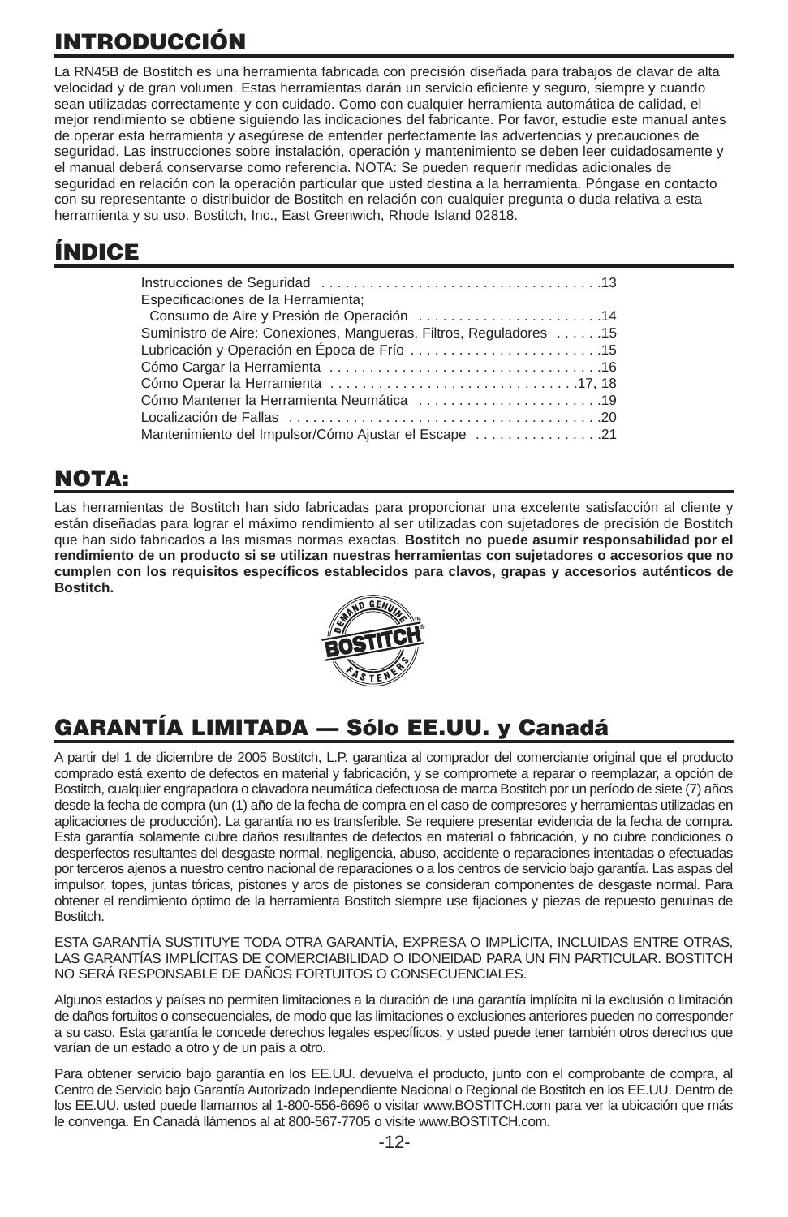# INTRODUCCIÓN

La RN45B de Bostitch es una herramienta fabricada con precisión diseñada para trabajos de clavar de alta velocidad y de gran volumen. Estas herramientas darán un servicio eficiente y seguro, siempre y cuando sean utilizadas correctamente y con cuidado. Como con cualquier herramienta automática de calidad, el mejor rendimiento se obtiene siguiendo las indicaciones del fabricante. Por favor, estudie este manual antes de operar esta herramienta y asegúrese de entender perfectamente las advertencias y precauciones de seguridad. Las instrucciones sobre instalación, operación y mantenimiento se deben leer cuidadosamente y el manual deberá conservarse como referencia. NOTA: Se pueden requerir medidas adicionales de seguridad en relación con la operación particular que usted destina a la herramienta. Póngase en contacto con su representante o distribuidor de Bostitch en relación con cualquier pregunta o duda relativa a esta herramienta y su uso. Bostitch, Inc., East Greenwich, Rhode Island 02818.

# ÍNDICE

Instrucciones de Seguridad . . . . . . . . . . . . . . . . . . . . . . . . . . . . . . . . . . .13
Especificaciones de la Herramienta;
  Consumo de Aire y Presión de Operación . . . . . . . . . . . . . . . . . . . . . . .14
Suministro de Aire: Conexiones, Mangueras, Filtros, Reguladores . . . . . .15
Lubricación y Operación en Época de Frío . . . . . . . . . . . . . . . . . . . . . . . .15
Cómo Cargar la Herramienta . . . . . . . . . . . . . . . . . . . . . . . . . . . . . . . . . .16
Cómo Operar la Herramienta . . . . . . . . . . . . . . . . . . . . . . . . . . . . . .17, 18
Cómo Mantener la Herramienta Neumática . . . . . . . . . . . . . . . . . . . . . . .19
Localización de Fallas . . . . . . . . . . . . . . . . . . . . . . . . . . . . . . . . . . . . . . .20
Mantenimiento del Impulsor/Cómo Ajustar el Escape . . . . . . . . . . . . . . . .21

# NOTA:

Las herramientas de Bostitch han sido fabricadas para proporcionar una excelente satisfacción al cliente y están diseñadas para lograr el máximo rendimiento al ser utilizadas con sujetadores de precisión de Bostitch que han sido fabricados a las mismas normas exactas. **Bostitch no puede asumir responsabilidad por el rendimiento de un producto si se utilizan nuestras herramientas con sujetadores o accesorios que no cumplen con los requisitos específicos establecidos para clavos, grapas y accesorios auténticos de Bostitch.**

DEMAND GENUINE BOSTITCH® FASTENERS™

# GARANTÍA LIMITADA — Sólo EE.UU. y Canadá

A partir del 1 de diciembre de 2005 Bostitch, L.P. garantiza al comprador del comerciante original que el producto comprado está exento de defectos en material y fabricación, y se compromete a reparar o reemplazar, a opción de Bostitch, cualquier engrapadora o clavadora neumática defectuosa de marca Bostitch por un período de siete (7) años desde la fecha de compra (un (1) año de la fecha de compra en el caso de compresores y herramientas utilizadas en aplicaciones de producción). La garantía no es transferible. Se requiere presentar evidencia de la fecha de compra. Esta garantía solamente cubre daños resultantes de defectos en material o fabricación, y no cubre condiciones o desperfectos resultantes del desgaste normal, negligencia, abuso, accidente o reparaciones intentadas o efectuadas por terceros ajenos a nuestro centro nacional de reparaciones o a los centros de servicio bajo garantía. Las aspas del impulsor, topes, juntas tóricas, pistones y aros de pistones se consideran componentes de desgaste normal. Para obtener el rendimiento óptimo de la herramienta Bostitch siempre use fijaciones y piezas de repuesto genuinas de Bostitch.

ESTA GARANTÍA SUSTITUYE TODA OTRA GARANTÍA, EXPRESA O IMPLÍCITA, INCLUIDAS ENTRE OTRAS, LAS GARANTÍAS IMPLÍCITAS DE COMERCIABILIDAD O IDONEIDAD PARA UN FIN PARTICULAR. BOSTITCH NO SERÁ RESPONSABLE DE DAÑOS FORTUITOS O CONSECUENCIALES.

Algunos estados y países no permiten limitaciones a la duración de una garantía implícita ni la exclusión o limitación de daños fortuitos o consecuenciales, de modo que las limitaciones o exclusiones anteriores pueden no corresponder a su caso. Esta garantía le concede derechos legales específicos, y usted puede tener también otros derechos que varían de un estado a otro y de un país a otro.

Para obtener servicio bajo garantía en los EE.UU. devuelva el producto, junto con el comprobante de compra, al Centro de Servicio bajo Garantía Autorizado Independiente Nacional o Regional de Bostitch en los EE.UU. Dentro de los EE.UU. usted puede llamarnos al 1-800-556-6696 o visitar www.BOSTITCH.com para ver la ubicación que más le convenga. En Canadá llámenos al at 800-567-7705 o visite www.BOSTITCH.com.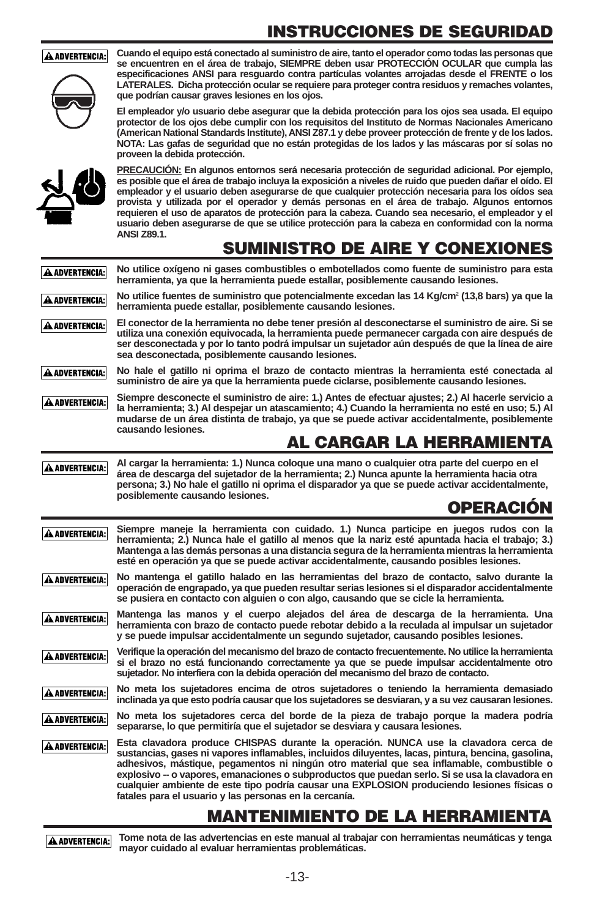## INSTRUCCIONES DE SEGURIDAD

**⚠ ADVERTENCIA:** **Cuando el equipo está conectado al suministro de aire, tanto el operador como todas las personas que se encuentren en el área de trabajo, SIEMPRE deben usar PROTECCIÓN OCULAR que cumpla las especificaciones ANSI para resguardo contra partículas volantes arrojadas desde el FRENTE o los LATERALES. Dicha protección ocular se requiere para proteger contra residuos y remaches volantes, que podrían causar graves lesiones en los ojos.**

**El empleador y/o usuario debe asegurar que la debida protección para los ojos sea usada. El equipo protector de los ojos debe cumplir con los requisitos del Instituto de Normas Nacionales Americano (American National Standards Institute), ANSI Z87.1 y debe proveer protección de frente y de los lados. NOTA: Las gafas de seguridad que no están protegidas de los lados y las máscaras por sí solas no proveen la debida protección.**

**PRECAUCIÓN: En algunos entornos será necesaria protección de seguridad adicional. Por ejemplo, es posible que el área de trabajo incluya la exposición a niveles de ruido que pueden dañar el oído. El empleador y el usuario deben asegurarse de que cualquier protección necesaria para los oídos sea provista y utilizada por el operador y demás personas en el área de trabajo. Algunos entornos requieren el uso de aparatos de protección para la cabeza. Cuando sea necesario, el empleador y el usuario deben asegurarse de que se utilice protección para la cabeza en conformidad con la norma ANSI Z89.1.**

## SUMINISTRO DE AIRE Y CONEXIONES

**⚠ ADVERTENCIA:** **No utilice oxígeno ni gases combustibles o embotellados como fuente de suministro para esta herramienta, ya que la herramienta puede estallar, posiblemente causando lesiones.**

**⚠ ADVERTENCIA:** **No utilice fuentes de suministro que potencialmente excedan las 14 Kg/cm² (13,8 bars) ya que la herramienta puede estallar, posiblemente causando lesiones.**

**⚠ ADVERTENCIA:** **El conector de la herramienta no debe tener presión al desconectarse el suministro de aire. Si se utiliza una conexión equivocada, la herramienta puede permanecer cargada con aire después de ser desconectada y por lo tanto podrá impulsar un sujetador aún después de que la línea de aire sea desconectada, posiblemente causando lesiones.**

**⚠ ADVERTENCIA:** **No hale el gatillo ni oprima el brazo de contacto mientras la herramienta esté conectada al suministro de aire ya que la herramienta puede ciclarse, posiblemente causando lesiones.**

**⚠ ADVERTENCIA:** **Siempre desconecte el suministro de aire: 1.) Antes de efectuar ajustes; 2.) Al hacerle servicio a la herramienta; 3.) Al despejar un atascamiento; 4.) Cuando la herramienta no esté en uso; 5.) Al mudarse de un área distinta de trabajo, ya que se puede activar accidentalmente, posiblemente causando lesiones.**

## AL CARGAR LA HERRAMIENTA

**⚠ ADVERTENCIA:** **Al cargar la herramienta: 1.) Nunca coloque una mano o cualquier otra parte del cuerpo en el área de descarga del sujetador de la herramienta; 2.) Nunca apunte la herramienta hacia otra persona; 3.) No hale el gatillo ni oprima el disparador ya que se puede activar accidentalmente, posiblemente causando lesiones.**

## OPERACIÓN

**⚠ ADVERTENCIA:** **Siempre maneje la herramienta con cuidado. 1.) Nunca participe en juegos rudos con la herramienta; 2.) Nunca hale el gatillo al menos que la nariz esté apuntada hacia el trabajo; 3.) Mantenga a las demás personas a una distancia segura de la herramienta mientras la herramienta esté en operación ya que se puede activar accidentalmente, causando posibles lesiones.**

**⚠ ADVERTENCIA:** **No mantenga el gatillo halado en las herramientas del brazo de contacto, salvo durante la operación de engrapado, ya que pueden resultar serias lesiones si el disparador accidentalmente se pusiera en contacto con alguien o con algo, causando que se cicle la herramienta.**

**⚠ ADVERTENCIA:** **Mantenga las manos y el cuerpo alejados del área de descarga de la herramienta. Una herramienta con brazo de contacto puede rebotar debido a la reculada al impulsar un sujetador y se puede impulsar accidentalmente un segundo sujetador, causando posibles lesiones.**

**⚠ ADVERTENCIA:** **Verifique la operación del mecanismo del brazo de contacto frecuentemente. No utilice la herramienta si el brazo no está funcionando correctamente ya que se puede impulsar accidentalmente otro sujetador. No interfiera con la debida operación del mecanismo del brazo de contacto.**

**⚠ ADVERTENCIA:** **No meta los sujetadores encima de otros sujetadores o teniendo la herramienta demasiado inclinada ya que esto podría causar que los sujetadores se desviaran, y a su vez causaran lesiones.**

**⚠ ADVERTENCIA:** **No meta los sujetadores cerca del borde de la pieza de trabajo porque la madera podría separarse, lo que permitiría que el sujetador se desviara y causara lesiones.**

**⚠ ADVERTENCIA:** **Esta clavadora produce CHISPAS durante la operación. NUNCA use la clavadora cerca de sustancias, gases ni vapores inflamables, incluidos diluyentes, lacas, pintura, bencina, gasolina, adhesivos, mástique, pegamentos ni ningún otro material que sea inflamable, combustible o explosivo -- o vapores, emanaciones o subproductos que puedan serlo. Si se usa la clavadora en cualquier ambiente de este tipo podría causar una EXPLOSION produciendo lesiones físicas o fatales para el usuario y las personas en la cercanía.**

## MANTENIMIENTO DE LA HERRAMIENTA

**⚠ ADVERTENCIA:** **Tome nota de las advertencias en este manual al trabajar con herramientas neumáticas y tenga mayor cuidado al evaluar herramientas problemáticas.**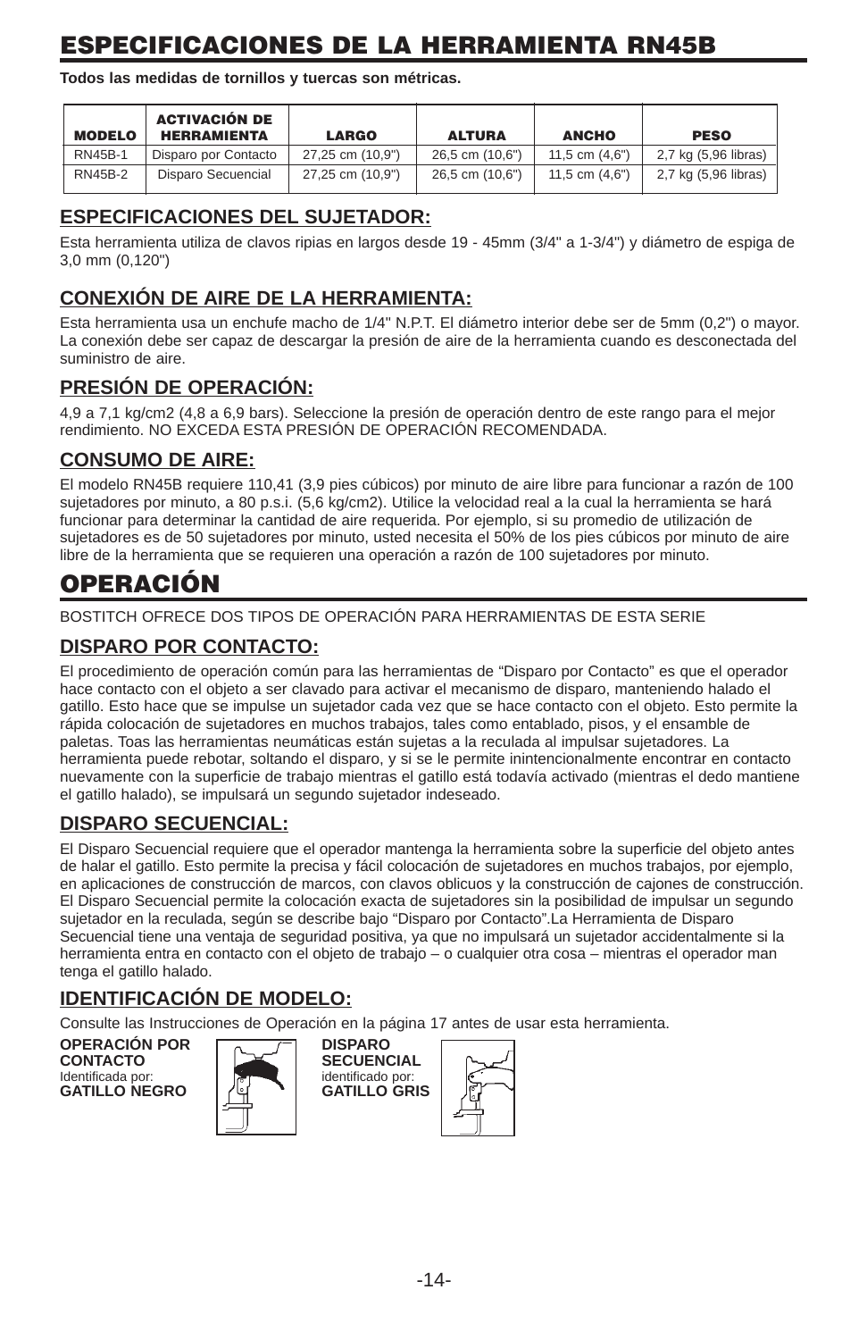# ESPECIFICACIONES DE LA HERRAMIENTA RN45B

**Todos las medidas de tornillos y tuercas son métricas.**

| MODELO | ACTIVACIÓN DE HERRAMIENTA | LARGO | ALTURA | ANCHO | PESO |
|---|---|---|---|---|---|
| RN45B-1 | Disparo por Contacto | 27,25 cm (10,9") | 26,5 cm (10,6") | 11,5 cm (4,6") | 2,7 kg (5,96 libras) |
| RN45B-2 | Disparo Secuencial | 27,25 cm (10,9") | 26,5 cm (10,6") | 11,5 cm (4,6") | 2,7 kg (5,96 libras) |

## ESPECIFICACIONES DEL SUJETADOR:

Esta herramienta utiliza de clavos ripias en largos desde 19 - 45mm (3/4" a 1-3/4") y diámetro de espiga de 3,0 mm (0,120")

## CONEXIÓN DE AIRE DE LA HERRAMIENTA:

Esta herramienta usa un enchufe macho de 1/4" N.P.T. El diámetro interior debe ser de 5mm (0,2") o mayor. La conexión debe ser capaz de descargar la presión de aire de la herramienta cuando es desconectada del suministro de aire.

## PRESIÓN DE OPERACIÓN:

4,9 a 7,1 kg/cm2 (4,8 a 6,9 bars). Seleccione la presión de operación dentro de este rango para el mejor rendimiento. NO EXCEDA ESTA PRESIÓN DE OPERACIÓN RECOMENDADA.

## CONSUMO DE AIRE:

El modelo RN45B requiere 110,41 (3,9 pies cúbicos) por minuto de aire libre para funcionar a razón de 100 sujetadores por minuto, a 80 p.s.i. (5,6 kg/cm2). Utilice la velocidad real a la cual la herramienta se hará funcionar para determinar la cantidad de aire requerida. Por ejemplo, si su promedio de utilización de sujetadores es de 50 sujetadores por minuto, usted necesita el 50% de los pies cúbicos por minuto de aire libre de la herramienta que se requieren una operación a razón de 100 sujetadores por minuto.

# OPERACIÓN

BOSTITCH OFRECE DOS TIPOS DE OPERACIÓN PARA HERRAMIENTAS DE ESTA SERIE

## DISPARO POR CONTACTO:

El procedimiento de operación común para las herramientas de "Disparo por Contacto" es que el operador hace contacto con el objeto a ser clavado para activar el mecanismo de disparo, manteniendo halado el gatillo. Esto hace que se impulse un sujetador cada vez que se hace contacto con el objeto. Esto permite la rápida colocación de sujetadores en muchos trabajos, tales como entablado, pisos, y el ensamble de paletas. Toas las herramientas neumáticas están sujetas a la reculada al impulsar sujetadores. La herramienta puede rebotar, soltando el disparo, y si se le permite inintencionalmente encontrar en contacto nuevamente con la superficie de trabajo mientras el gatillo está todavía activado (mientras el dedo mantiene el gatillo halado), se impulsará un segundo sujetador indeseado.

## DISPARO SECUENCIAL:

El Disparo Secuencial requiere que el operador mantenga la herramienta sobre la superficie del objeto antes de halar el gatillo. Esto permite la precisa y fácil colocación de sujetadores en muchos trabajos, por ejemplo, en aplicaciones de construcción de marcos, con clavos oblicuos y la construcción de cajones de construcción. El Disparo Secuencial permite la colocación exacta de sujetadores sin la posibilidad de impulsar un segundo sujetador en la reculada, según se describe bajo "Disparo por Contacto".La Herramienta de Disparo Secuencial tiene una ventaja de seguridad positiva, ya que no impulsará un sujetador accidentalmente si la herramienta entra en contacto con el objeto de trabajo – o cualquier otra cosa – mientras el operador man tenga el gatillo halado.

## IDENTIFICACIÓN DE MODELO:

Consulte las Instrucciones de Operación en la página 17 antes de usar esta herramienta.

**OPERACIÓN POR CONTACTO**
Identificada por:
**GATILLO NEGRO**

**DISPARO SECUENCIAL**
identificado por:
**GATILLO GRIS**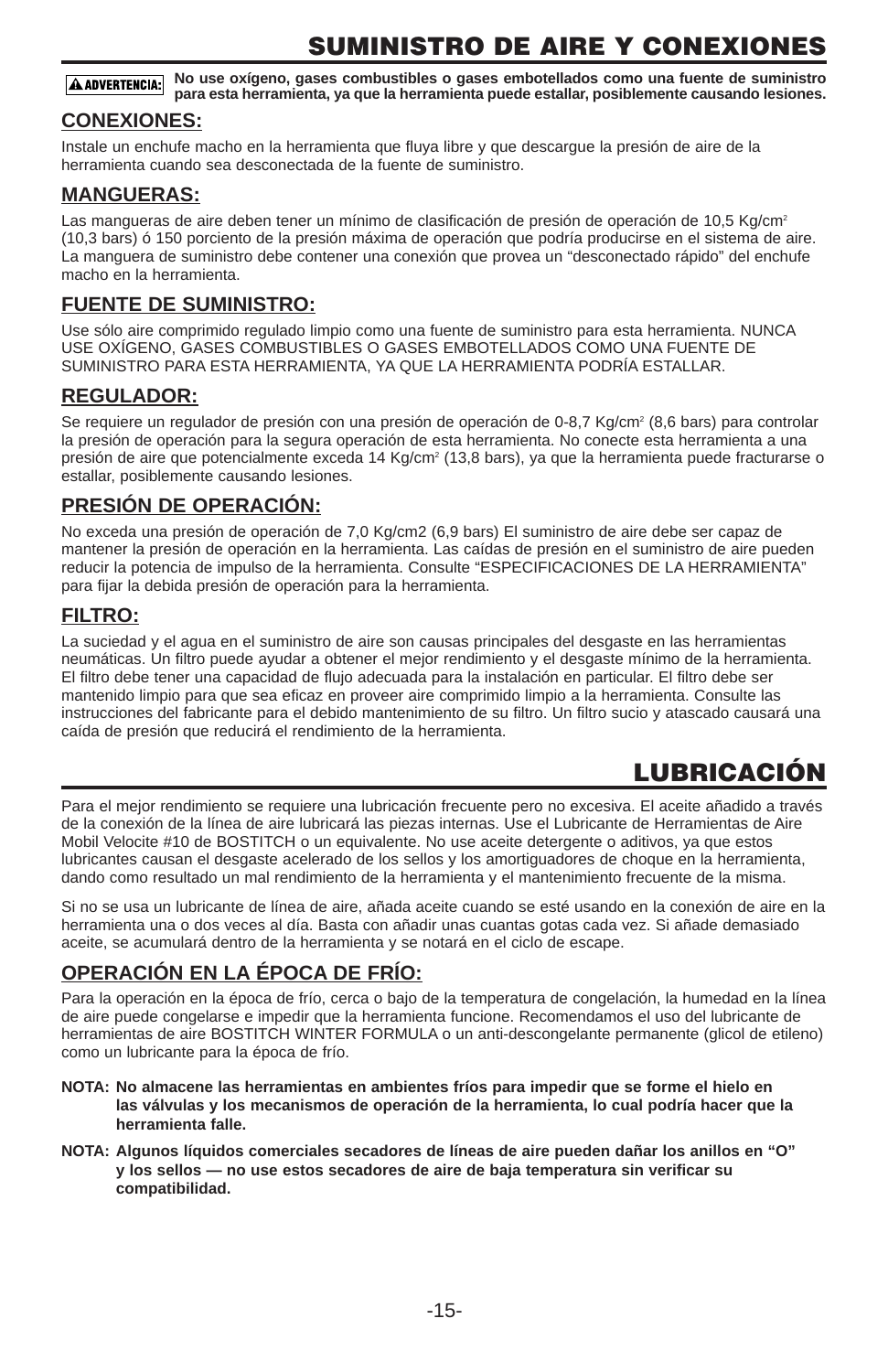# SUMINISTRO DE AIRE Y CONEXIONES

**⚠ ADVERTENCIA: No use oxígeno, gases combustibles o gases embotellados como una fuente de suministro para esta herramienta, ya que la herramienta puede estallar, posiblemente causando lesiones.**

## CONEXIONES:

Instale un enchufe macho en la herramienta que fluya libre y que descargue la presión de aire de la herramienta cuando sea desconectada de la fuente de suministro.

## MANGUERAS:

Las mangueras de aire deben tener un mínimo de clasificación de presión de operación de 10,5 Kg/cm$^2$ (10,3 bars) ó 150 porciento de la presión máxima de operación que podría producirse en el sistema de aire. La manguera de suministro debe contener una conexión que provea un “desconectado rápido” del enchufe macho en la herramienta.

## FUENTE DE SUMINISTRO:

Use sólo aire comprimido regulado limpio como una fuente de suministro para esta herramienta. NUNCA USE OXÍGENO, GASES COMBUSTIBLES O GASES EMBOTELLADOS COMO UNA FUENTE DE SUMINISTRO PARA ESTA HERRAMIENTA, YA QUE LA HERRAMIENTA PODRÍA ESTALLAR.

## REGULADOR:

Se requiere un regulador de presión con una presión de operación de 0-8,7 Kg/cm$^2$ (8,6 bars) para controlar la presión de operación para la segura operación de esta herramienta. No conecte esta herramienta a una presión de aire que potencialmente exceda 14 Kg/cm$^2$ (13,8 bars), ya que la herramienta puede fracturarse o estallar, posiblemente causando lesiones.

## PRESIÓN DE OPERACIÓN:

No exceda una presión de operación de 7,0 Kg/cm2 (6,9 bars) El suministro de aire debe ser capaz de mantener la presión de operación en la herramienta. Las caídas de presión en el suministro de aire pueden reducir la potencia de impulso de la herramienta. Consulte “ESPECIFICACIONES DE LA HERRAMIENTA” para fijar la debida presión de operación para la herramienta.

## FILTRO:

La suciedad y el agua en el suministro de aire son causas principales del desgaste en las herramientas neumáticas. Un filtro puede ayudar a obtener el mejor rendimiento y el desgaste mínimo de la herramienta. El filtro debe tener una capacidad de flujo adecuada para la instalación en particular. El filtro debe ser mantenido limpio para que sea eficaz en proveer aire comprimido limpio a la herramienta. Consulte las instrucciones del fabricante para el debido mantenimiento de su filtro. Un filtro sucio y atascado causará una caída de presión que reducirá el rendimiento de la herramienta.

# LUBRICACIÓN

Para el mejor rendimiento se requiere una lubricación frecuente pero no excesiva. El aceite añadido a través de la conexión de la línea de aire lubricará las piezas internas. Use el Lubricante de Herramientas de Aire Mobil Velocite #10 de BOSTITCH o un equivalente. No use aceite detergente o aditivos, ya que estos lubricantes causan el desgaste acelerado de los sellos y los amortiguadores de choque en la herramienta, dando como resultado un mal rendimiento de la herramienta y el mantenimiento frecuente de la misma.

Si no se usa un lubricante de línea de aire, añada aceite cuando se esté usando en la conexión de aire en la herramienta una o dos veces al día. Basta con añadir unas cuantas gotas cada vez. Si añade demasiado aceite, se acumulará dentro de la herramienta y se notará en el ciclo de escape.

## OPERACIÓN EN LA ÉPOCA DE FRÍO:

Para la operación en la época de frío, cerca o bajo de la temperatura de congelación, la humedad en la línea de aire puede congelarse e impedir que la herramienta funcione. Recomendamos el uso del lubricante de herramientas de aire BOSTITCH WINTER FORMULA o un anti-descongelante permanente (glicol de etileno) como un lubricante para la época de frío.

**NOTA: No almacene las herramientas en ambientes fríos para impedir que se forme el hielo en las válvulas y los mecanismos de operación de la herramienta, lo cual podría hacer que la herramienta falle.**

**NOTA: Algunos líquidos comerciales secadores de líneas de aire pueden dañar los anillos en “O” y los sellos — no use estos secadores de aire de baja temperatura sin verificar su compatibilidad.**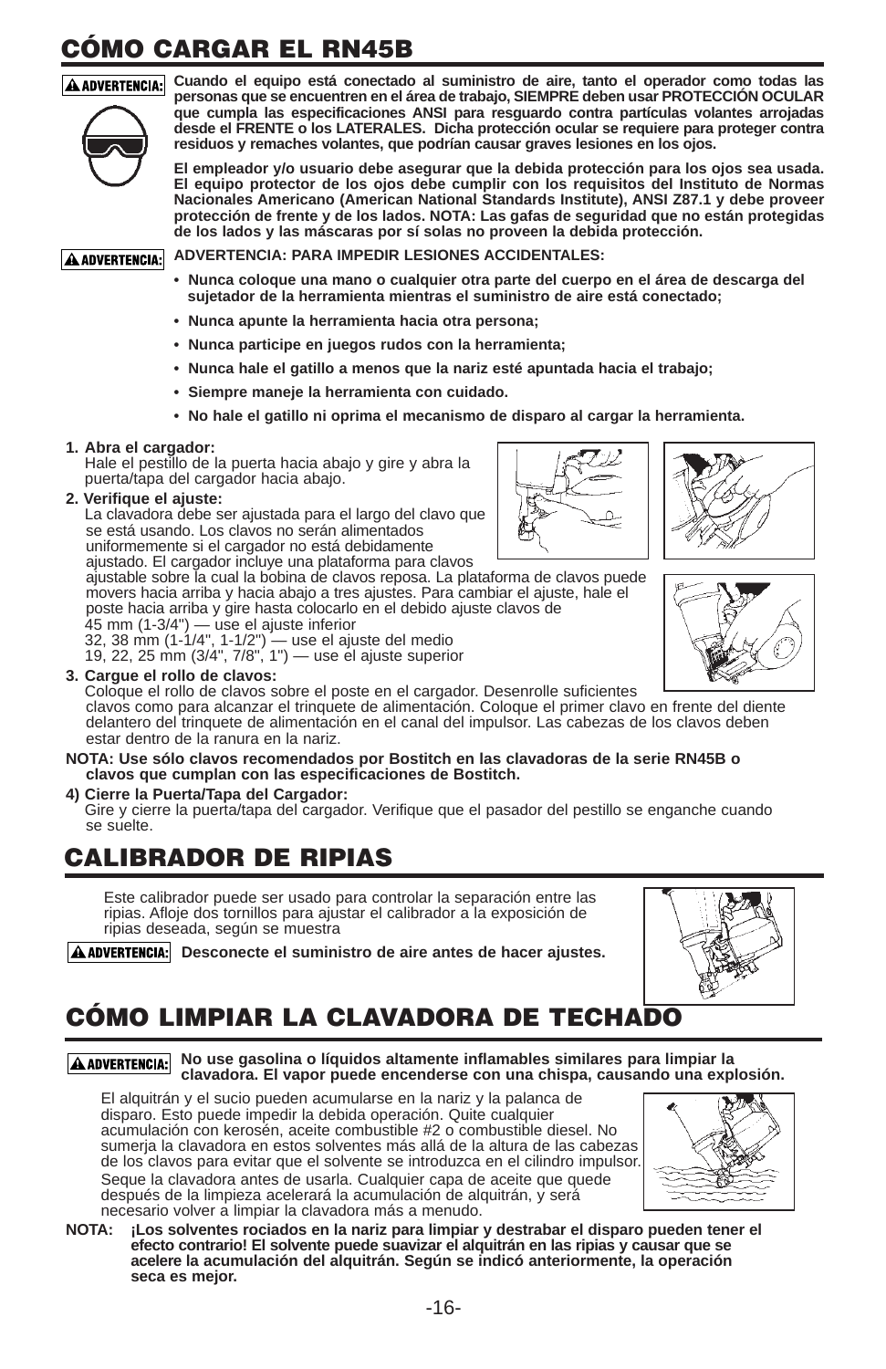# CÓMO CARGAR EL RN45B

**⚠ ADVERTENCIA:** **Cuando el equipo está conectado al suministro de aire, tanto el operador como todas las personas que se encuentren en el área de trabajo, SIEMPRE deben usar PROTECCIÓN OCULAR que cumpla las especificaciones ANSI para resguardo contra partículas volantes arrojadas desde el FRENTE o los LATERALES. Dicha protección ocular se requiere para proteger contra residuos y remaches volantes, que podrían causar graves lesiones en los ojos.**

**El empleador y/o usuario debe asegurar que la debida protección para los ojos sea usada. El equipo protector de los ojos debe cumplir con los requisitos del Instituto de Normas Nacionales Americano (American National Standards Institute), ANSI Z87.1 y debe proveer protección de frente y de los lados. NOTA: Las gafas de seguridad que no están protegidas de los lados y las máscaras por sí solas no proveen la debida protección.**

**⚠ ADVERTENCIA:** **ADVERTENCIA: PARA IMPEDIR LESIONES ACCIDENTALES:**

- **Nunca coloque una mano o cualquier otra parte del cuerpo en el área de descarga del sujetador de la herramienta mientras el suministro de aire está conectado;**
- **Nunca apunte la herramienta hacia otra persona;**
- **Nunca participe en juegos rudos con la herramienta;**
- **Nunca hale el gatillo a menos que la nariz esté apuntada hacia el trabajo;**
- **Siempre maneje la herramienta con cuidado.**
- **No hale el gatillo ni oprima el mecanismo de disparo al cargar la herramienta.**

**1. Abra el cargador:**
Hale el pestillo de la puerta hacia abajo y gire y abra la puerta/tapa del cargador hacia abajo.

**2. Verifique el ajuste:**
La clavadora debe ser ajustada para el largo del clavo que se está usando. Los clavos no serán alimentados uniformemente si el cargador no está debidamente ajustado. El cargador incluye una plataforma para clavos ajustable sobre la cual la bobina de clavos reposa. La plataforma de clavos puede movers hacia arriba y hacia abajo a tres ajustes. Para cambiar el ajuste, hale el poste hacia arriba y gire hasta colocarlo en el debido ajuste clavos de
45 mm (1-3/4") — use el ajuste inferior
32, 38 mm (1-1/4", 1-1/2") — use el ajuste del medio
19, 22, 25 mm (3/4", 7/8", 1") — use el ajuste superior

**3. Cargue el rollo de clavos:**
Coloque el rollo de clavos sobre el poste en el cargador. Desenrolle suficientes clavos como para alcanzar el trinquete de alimentación. Coloque el primer clavo en frente del diente delantero del trinquete de alimentación en el canal del impulsor. Las cabezas de los clavos deben estar dentro de la ranura en la nariz.

**NOTA: Use sólo clavos recomendados por Bostitch en las clavadoras de la serie RN45B o clavos que cumplan con las especificaciones de Bostitch.**

**4) Cierre la Puerta/Tapa del Cargador:**
Gire y cierre la puerta/tapa del cargador. Verifique que el pasador del pestillo se enganche cuando se suelte.

# CALIBRADOR DE RIPIAS

Este calibrador puede ser usado para controlar la separación entre las ripias. Afloje dos tornillos para ajustar el calibrador a la exposición de ripias deseada, según se muestra

**⚠ ADVERTENCIA:** **Desconecte el suministro de aire antes de hacer ajustes.**

# CÓMO LIMPIAR LA CLAVADORA DE TECHADO

**⚠ ADVERTENCIA:** **No use gasolina o líquidos altamente inflamables similares para limpiar la clavadora. El vapor puede encenderse con una chispa, causando una explosión.**

El alquitrán y el sucio pueden acumularse en la nariz y la palanca de disparo. Esto puede impedir la debida operación. Quite cualquier acumulación con kerosén, aceite combustible #2 o combustible diesel. No sumerja la clavadora en estos solventes más allá de la altura de las cabezas de los clavos para evitar que el solvente se introduzca en el cilindro impulsor. Seque la clavadora antes de usarla. Cualquier capa de aceite que quede después de la limpieza acelerará la acumulación de alquitrán, y será necesario volver a limpiar la clavadora más a menudo.

**NOTA:** **¡Los solventes rociados en la nariz para limpiar y destrabar el disparo pueden tener el efecto contrario! El solvente puede suavizar el alquitrán en las ripias y causar que se acelere la acumulación del alquitrán. Según se indicó anteriormente, la operación seca es mejor.**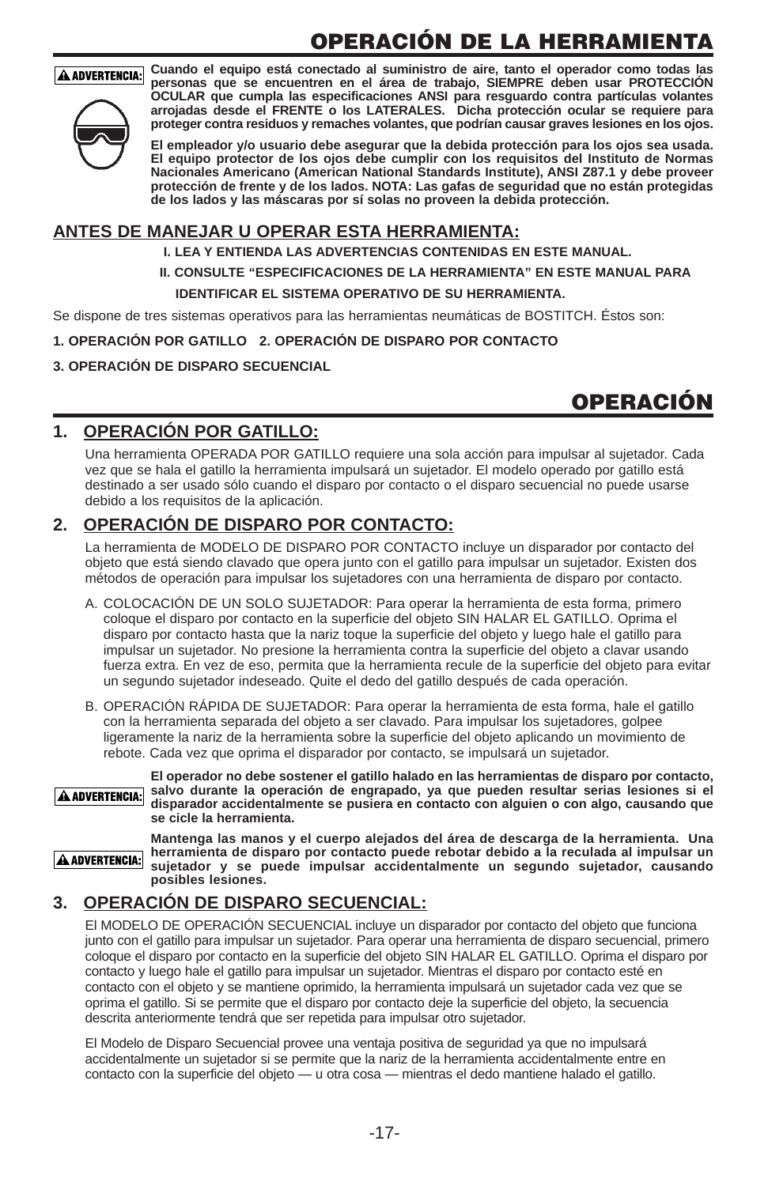# OPERACIÓN DE LA HERRAMIENTA

**⚠ ADVERTENCIA: Cuando el equipo está conectado al suministro de aire, tanto el operador como todas las personas que se encuentren en el área de trabajo, SIEMPRE deben usar PROTECCIÓN OCULAR que cumpla las especificaciones ANSI para resguardo contra partículas volantes arrojadas desde el FRENTE o los LATERALES. Dicha protección ocular se requiere para proteger contra residuos y remaches volantes, que podrían causar graves lesiones en los ojos.**

**El empleador y/o usuario debe asegurar que la debida protección para los ojos sea usada. El equipo protector de los ojos debe cumplir con los requisitos del Instituto de Normas Nacionales Americano (American National Standards Institute), ANSI Z87.1 y debe proveer protección de frente y de los lados. NOTA: Las gafas de seguridad que no están protegidas de los lados y las máscaras por sí solas no proveen la debida protección.**

## ANTES DE MANEJAR U OPERAR ESTA HERRAMIENTA:

**I. LEA Y ENTIENDA LAS ADVERTENCIAS CONTENIDAS EN ESTE MANUAL.**

**II. CONSULTE "ESPECIFICACIONES DE LA HERRAMIENTA" EN ESTE MANUAL PARA IDENTIFICAR EL SISTEMA OPERATIVO DE SU HERRAMIENTA.**

Se dispone de tres sistemas operativos para las herramientas neumáticas de BOSTITCH. Éstos son:

**1. OPERACIÓN POR GATILLO 2. OPERACIÓN DE DISPARO POR CONTACTO**

**3. OPERACIÓN DE DISPARO SECUENCIAL**

# OPERACIÓN

## 1. OPERACIÓN POR GATILLO:

Una herramienta OPERADA POR GATILLO requiere una sola acción para impulsar al sujetador. Cada vez que se hala el gatillo la herramienta impulsará un sujetador. El modelo operado por gatillo está destinado a ser usado sólo cuando el disparo por contacto o el disparo secuencial no puede usarse debido a los requisitos de la aplicación.

## 2. OPERACIÓN DE DISPARO POR CONTACTO:

La herramienta de MODELO DE DISPARO POR CONTACTO incluye un disparador por contacto del objeto que está siendo clavado que opera junto con el gatillo para impulsar un sujetador. Existen dos métodos de operación para impulsar los sujetadores con una herramienta de disparo por contacto.

A. COLOCACIÓN DE UN SOLO SUJETADOR: Para operar la herramienta de esta forma, primero coloque el disparo por contacto en la superficie del objeto SIN HALAR EL GATILLO. Oprima el disparo por contacto hasta que la nariz toque la superficie del objeto y luego hale el gatillo para impulsar un sujetador. No presione la herramienta contra la superficie del objeto a clavar usando fuerza extra. En vez de eso, permita que la herramienta recule de la superficie del objeto para evitar un segundo sujetador indeseado. Quite el dedo del gatillo después de cada operación.

B. OPERACIÓN RÁPIDA DE SUJETADOR: Para operar la herramienta de esta forma, hale el gatillo con la herramienta separada del objeto a ser clavado. Para impulsar los sujetadores, golpee ligeramente la nariz de la herramienta sobre la superficie del objeto aplicando un movimiento de rebote. Cada vez que oprima el disparador por contacto, se impulsará un sujetador.

**⚠ ADVERTENCIA: El operador no debe sostener el gatillo halado en las herramientas de disparo por contacto, salvo durante la operación de engrapado, ya que pueden resultar serias lesiones si el disparador accidentalmente se pusiera en contacto con alguien o con algo, causando que se cicle la herramienta.**

**⚠ ADVERTENCIA: Mantenga las manos y el cuerpo alejados del área de descarga de la herramienta. Una herramienta de disparo por contacto puede rebotar debido a la reculada al impulsar un sujetador y se puede impulsar accidentalmente un segundo sujetador, causando posibles lesiones.**

## 3. OPERACIÓN DE DISPARO SECUENCIAL:

El MODELO DE OPERACIÓN SECUENCIAL incluye un disparador por contacto del objeto que funciona junto con el gatillo para impulsar un sujetador. Para operar una herramienta de disparo secuencial, primero coloque el disparo por contacto en la superficie del objeto SIN HALAR EL GATILLO. Oprima el disparo por contacto y luego hale el gatillo para impulsar un sujetador. Mientras el disparo por contacto esté en contacto con el objeto y se mantiene oprimido, la herramienta impulsará un sujetador cada vez que se oprima el gatillo. Si se permite que el disparo por contacto deje la superficie del objeto, la secuencia descrita anteriormente tendrá que ser repetida para impulsar otro sujetador.

El Modelo de Disparo Secuencial provee una ventaja positiva de seguridad ya que no impulsará accidentalmente un sujetador si se permite que la nariz de la herramienta accidentalmente entre en contacto con la superficie del objeto — u otra cosa — mientras el dedo mantiene halado el gatillo.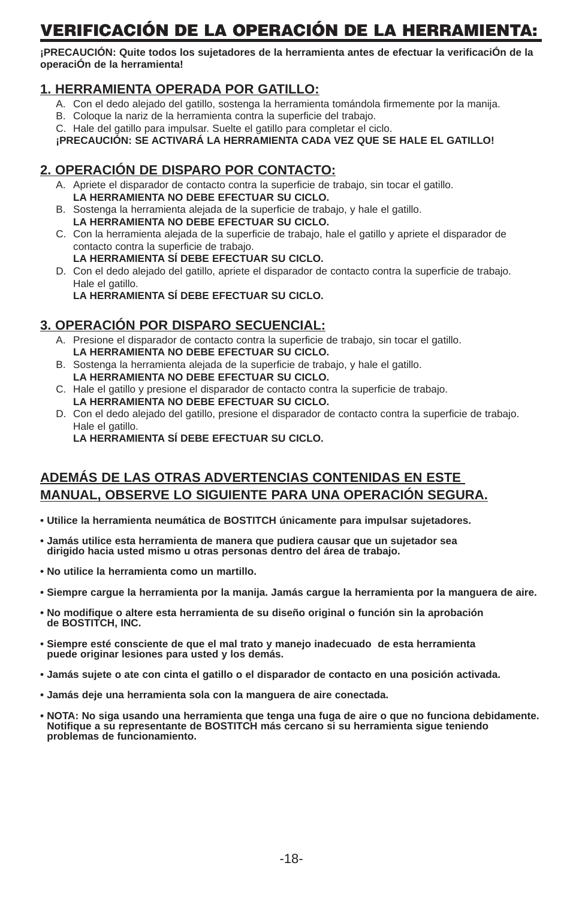# VERIFICACIÓN DE LA OPERACIÓN DE LA HERRAMIENTA:

**¡PRECAUCIÓN: Quite todos los sujetadores de la herramienta antes de efectuar la verificaciÓn de la operaciÓn de la herramienta!**

## 1. HERRAMIENTA OPERADA POR GATILLO:

A. Con el dedo alejado del gatillo, sostenga la herramienta tomándola firmemente por la manija.
B. Coloque la nariz de la herramienta contra la superficie del trabajo.
C. Hale del gatillo para impulsar. Suelte el gatillo para completar el ciclo.

**¡PRECAUCIÓN: SE ACTIVARÁ LA HERRAMIENTA CADA VEZ QUE SE HALE EL GATILLO!**

## 2. OPERACIÓN DE DISPARO POR CONTACTO:

A. Apriete el disparador de contacto contra la superficie de trabajo, sin tocar el gatillo.
**LA HERRAMIENTA NO DEBE EFECTUAR SU CICLO.**
B. Sostenga la herramienta alejada de la superficie de trabajo, y hale el gatillo.
**LA HERRAMIENTA NO DEBE EFECTUAR SU CICLO.**
C. Con la herramienta alejada de la superficie de trabajo, hale el gatillo y apriete el disparador de contacto contra la superficie de trabajo.
**LA HERRAMIENTA SÍ DEBE EFECTUAR SU CICLO.**
D. Con el dedo alejado del gatillo, apriete el disparador de contacto contra la superficie de trabajo. Hale el gatillo.
**LA HERRAMIENTA SÍ DEBE EFECTUAR SU CICLO.**

## 3. OPERACIÓN POR DISPARO SECUENCIAL:

A. Presione el disparador de contacto contra la superficie de trabajo, sin tocar el gatillo.
**LA HERRAMIENTA NO DEBE EFECTUAR SU CICLO.**
B. Sostenga la herramienta alejada de la superficie de trabajo, y hale el gatillo.
**LA HERRAMIENTA NO DEBE EFECTUAR SU CICLO.**
C. Hale el gatillo y presione el disparador de contacto contra la superficie de trabajo.
**LA HERRAMIENTA NO DEBE EFECTUAR SU CICLO.**
D. Con el dedo alejado del gatillo, presione el disparador de contacto contra la superficie de trabajo. Hale el gatillo.
**LA HERRAMIENTA SÍ DEBE EFECTUAR SU CICLO.**

## ADEMÁS DE LAS OTRAS ADVERTENCIAS CONTENIDAS EN ESTE MANUAL, OBSERVE LO SIGUIENTE PARA UNA OPERACIÓN SEGURA.

- **Utilice la herramienta neumática de BOSTITCH únicamente para impulsar sujetadores.**
- **Jamás utilice esta herramienta de manera que pudiera causar que un sujetador sea dirigido hacia usted mismo u otras personas dentro del área de trabajo.**
- **No utilice la herramienta como un martillo.**
- **Siempre cargue la herramienta por la manija. Jamás cargue la herramienta por la manguera de aire.**
- **No modifique o altere esta herramienta de su diseño original o función sin la aprobación de BOSTITCH, INC.**
- **Siempre esté consciente de que el mal trato y manejo inadecuado de esta herramienta puede originar lesiones para usted y los demás.**
- **Jamás sujete o ate con cinta el gatillo o el disparador de contacto en una posición activada.**
- **Jamás deje una herramienta sola con la manguera de aire conectada.**
- **NOTA: No siga usando una herramienta que tenga una fuga de aire o que no funciona debidamente. Notifique a su representante de BOSTITCH más cercano si su herramienta sigue teniendo problemas de funcionamiento.**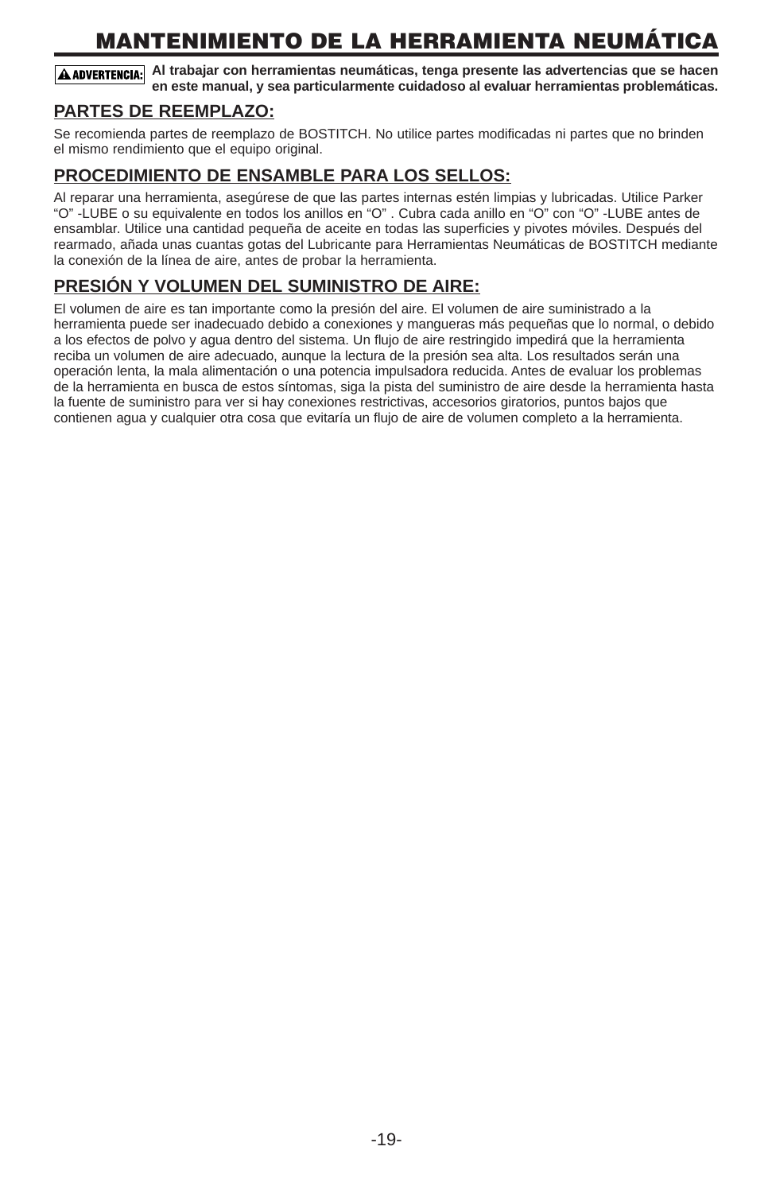# MANTENIMIENTO DE LA HERRAMIENTA NEUMÁTICA

**⚠ ADVERTENCIA: Al trabajar con herramientas neumáticas, tenga presente las advertencias que se hacen en este manual, y sea particularmente cuidadoso al evaluar herramientas problemáticas.**

## PARTES DE REEMPLAZO:

Se recomienda partes de reemplazo de BOSTITCH. No utilice partes modificadas ni partes que no brinden el mismo rendimiento que el equipo original.

## PROCEDIMIENTO DE ENSAMBLE PARA LOS SELLOS:

Al reparar una herramienta, asegúrese de que las partes internas estén limpias y lubricadas. Utilice Parker "O" -LUBE o su equivalente en todos los anillos en "O" . Cubra cada anillo en "O" con "O" -LUBE antes de ensamblar. Utilice una cantidad pequeña de aceite en todas las superficies y pivotes móviles. Después del rearmado, añada unas cuantas gotas del Lubricante para Herramientas Neumáticas de BOSTITCH mediante la conexión de la línea de aire, antes de probar la herramienta.

## PRESIÓN Y VOLUMEN DEL SUMINISTRO DE AIRE:

El volumen de aire es tan importante como la presión del aire. El volumen de aire suministrado a la herramienta puede ser inadecuado debido a conexiones y mangueras más pequeñas que lo normal, o debido a los efectos de polvo y agua dentro del sistema. Un flujo de aire restringido impedirá que la herramienta reciba un volumen de aire adecuado, aunque la lectura de la presión sea alta. Los resultados serán una operación lenta, la mala alimentación o una potencia impulsadora reducida. Antes de evaluar los problemas de la herramienta en busca de estos síntomas, siga la pista del suministro de aire desde la herramienta hasta la fuente de suministro para ver si hay conexiones restrictivas, accesorios giratorios, puntos bajos que contienen agua y cualquier otra cosa que evitaría un flujo de aire de volumen completo a la herramienta.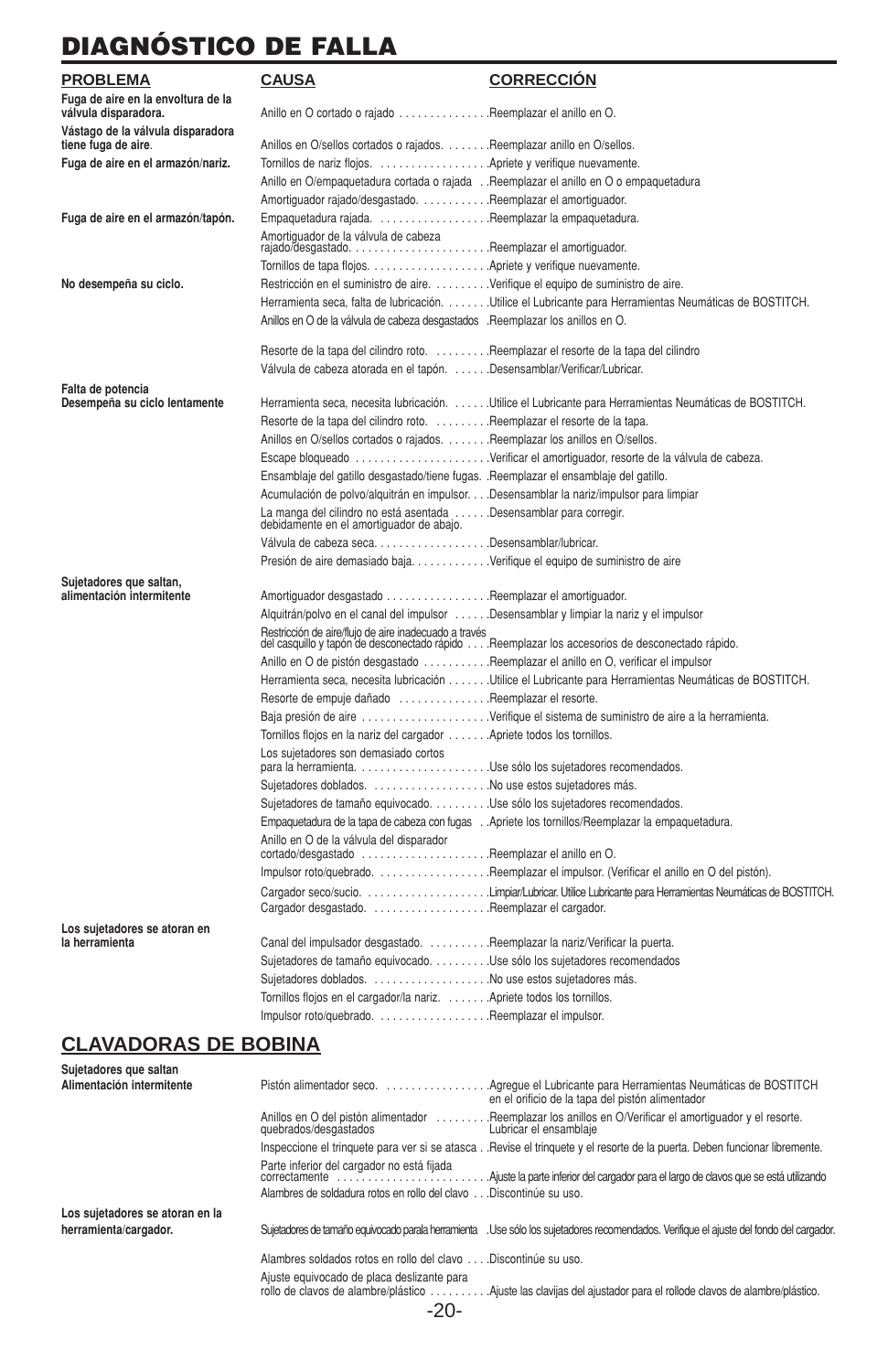# DIAGNÓSTICO DE FALLA

| PROBLEMA | CAUSA | CORRECCIÓN |
|---|---|---|
| **Fuga de aire en la envoltura de la válvula disparadora.** | Anillo en O cortado o rajado | Reemplazar el anillo en O. |
| **Vástago de la válvula disparadora tiene fuga de aire.** | Anillos en O/sellos cortados o rajados. | Reemplazar anillo en O/sellos. |
| **Fuga de aire en el armazón/nariz.** | Tornillos de nariz flojos. | Apriete y verifique nuevamente. |
| | Anillo en O/empaquetadura cortada o rajada | Reemplazar el anillo en O o empaquetadura |
| | Amortiguador rajado/desgastado. | Reemplazar el amortiguador. |
| **Fuga de aire en el armazón/tapón.** | Empaquetadura rajada. | Reemplazar la empaquetadura. |
| | Amortiguador de la válvula de cabeza rajado/desgastado. | Reemplazar el amortiguador. |
| | Tornillos de tapa flojos. | Apriete y verifique nuevamente. |
| **No desempeña su ciclo.** | Restricción en el suministro de aire. | Verifique el equipo de suministro de aire. |
| | Herramienta seca, falta de lubricación. | Utilice el Lubricante para Herramientas Neumáticas de BOSTITCH. |
| | Anillos en O de la válvula de cabeza desgastados | Reemplazar los anillos en O. |
| | Resorte de la tapa del cilindro roto. | Reemplazar el resorte de la tapa del cilindro |
| | Válvula de cabeza atorada en el tapón. | Desensamblar/Verificar/Lubricar. |
| **Falta de potencia Desempeña su ciclo lentamente** | Herramienta seca, necesita lubricación. | Utilice el Lubricante para Herramientas Neumáticas de BOSTITCH. |
| | Resorte de la tapa del cilindro roto. | Reemplazar el resorte de la tapa. |
| | Anillos en O/sellos cortados o rajados. | Reemplazar los anillos en O/sellos. |
| | Escape bloqueado | Verificar el amortiguador, resorte de la válvula de cabeza. |
| | Ensamblaje del gatillo desgastado/tiene fugas. | Reemplazar el ensamblaje del gatillo. |
| | Acumulación de polvo/alquitrán en impulsor. | Desensamblar la nariz/impulsor para limpiar |
| | La manga del cilindro no está asentada debidamente en el amortiguador de abajo. | Desensamblar para corregir. |
| | Válvula de cabeza seca. | Desensamblar/lubricar. |
| | Presión de aire demasiado baja. | Verifique el equipo de suministro de aire |
| **Sujetadores que saltan, alimentación intermitente** | Amortiguador desgastado | Reemplazar el amortiguador. |
| | Alquitrán/polvo en el canal del impulsor | Desensamblar y limpiar la nariz y el impulsor |
| | Restricción de aire/flujo de aire inadecuado a través del casquillo y tapón de desconectado rápido | Reemplazar los accesorios de desconectado rápido. |
| | Anillo en O de pistón desgastado | Reemplazar el anillo en O, verificar el impulsor |
| | Herramienta seca, necesita lubricación | Utilice el Lubricante para Herramientas Neumáticas de BOSTITCH. |
| | Resorte de empuje dañado | Reemplazar el resorte. |
| | Baja presión de aire | Verifique el sistema de suministro de aire a la herramienta. |
| | Tornillos flojos en la nariz del cargador | Apriete todos los tornillos. |
| | Los sujetadores son demasiado cortos para la herramienta. | Use sólo los sujetadores recomendados. |
| | Sujetadores doblados. | No use estos sujetadores más. |
| | Sujetadores de tamaño equivocado. | Use sólo los sujetadores recomendados. |
| | Empaquetadura de la tapa de cabeza con fugas | Apriete los tornillos/Reemplazar la empaquetadura. |
| | Anillo en O de la válvula del disparador cortado/desgastado | Reemplazar el anillo en O. |
| | Impulsor roto/quebrado. | Reemplazar el impulsor. (Verificar el anillo en O del pistón). |
| | Cargador seco/sucio. | Limpiar/Lubricar. Utilice Lubricante para Herramientas Neumáticas de BOSTITCH. |
| | Cargador desgastado. | Reemplazar el cargador. |
| **Los sujetadores se atoran en la herramienta** | Canal del impulsador desgastado. | Reemplazar la nariz/Verificar la puerta. |
| | Sujetadores de tamaño equivocado. | Use sólo los sujetadores recomendados |
| | Sujetadores doblados. | No use estos sujetadores más. |
| | Tornillos flojos en el cargador/la nariz. | Apriete todos los tornillos. |
| | Impulsor roto/quebrado. | Reemplazar el impulsor. |

## CLAVADORAS DE BOBINA

| PROBLEMA | CAUSA | CORRECCIÓN |
|---|---|---|
| **Sujetadores que saltan Alimentación intermitente** | Pistón alimentador seco. | Agregue el Lubricante para Herramientas Neumáticas de BOSTITCH en el orificio de la tapa del pistón alimentador |
| | Anillos en O del pistón alimentador quebrados/desgastados | Reemplazar los anillos en O/Verificar el amortiguador y el resorte. Lubricar el ensamblaje |
| | Inspeccione el trinquete para ver si se atasca | Revise el trinquete y el resorte de la puerta. Deben funcionar libremente. |
| | Parte inferior del cargador no está fijada correctamente | Ajuste la parte inferior del cargador para el largo de clavos que se está utilizando |
| | Alambres de soldadura rotos en rollo del clavo | Discontinúe su uso. |
| **Los sujetadores se atoran en la herramienta/cargador.** | Sujetadores de tamaño equivocado para la herramienta | Use sólo los sujetadores recomendados. Verifique el ajuste del fondo del cargador. |
| | Alambres soldados rotos en rollo del clavo | Discontinúe su uso. |
| | Ajuste equivocado de placa deslizante para rollo de clavos de alambre/plástico | Ajuste las clavijas del ajustador para el rollode clavos de alambre/plástico. |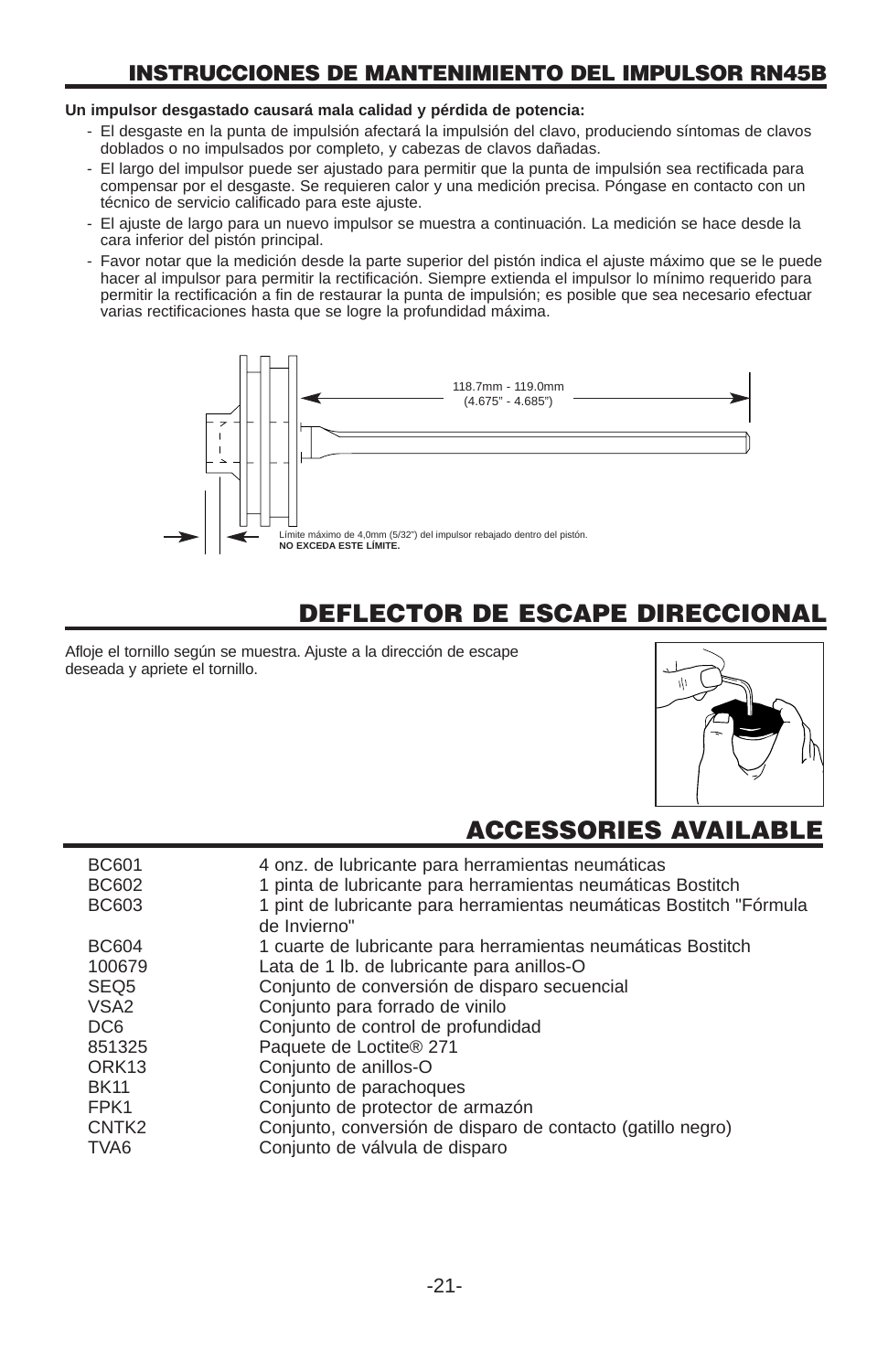## INSTRUCCIONES DE MANTENIMIENTO DEL IMPULSOR RN45B

**Un impulsor desgastado causará mala calidad y pérdida de potencia:**

- El desgaste en la punta de impulsión afectará la impulsión del clavo, produciendo síntomas de clavos doblados o no impulsados por completo, y cabezas de clavos dañadas.
- El largo del impulsor puede ser ajustado para permitir que la punta de impulsión sea rectificada para compensar por el desgaste. Se requieren calor y una medición precisa. Póngase en contacto con un técnico de servicio calificado para este ajuste.
- El ajuste de largo para un nuevo impulsor se muestra a continuación. La medición se hace desde la cara inferior del pistón principal.
- Favor notar que la medición desde la parte superior del pistón indica el ajuste máximo que se le puede hacer al impulsor para permitir la rectificación. Siempre extienda el impulsor lo mínimo requerido para permitir la rectificación a fin de restaurar la punta de impulsión; es posible que sea necesario efectuar varias rectificaciones hasta que se logre la profundidad máxima.

118.7mm - 119.0mm
(4.675" - 4.685")

Límite máximo de 4,0mm (5/32") del impulsor rebajado dentro del pistón.
**NO EXCEDA ESTE LÍMITE.**

## DEFLECTOR DE ESCAPE DIRECCIONAL

Afloje el tornillo según se muestra. Ajuste a la dirección de escape deseada y apriete el tornillo.

## ACCESSORIES AVAILABLE

| | |
|---|---|
| BC601 | 4 onz. de lubricante para herramientas neumáticas |
| BC602 | 1 pinta de lubricante para herramientas neumáticas Bostitch |
| BC603 | 1 pint de lubricante para herramientas neumáticas Bostitch "Fórmula de Invierno" |
| BC604 | 1 cuarte de lubricante para herramientas neumáticas Bostitch |
| 100679 | Lata de 1 lb. de lubricante para anillos-O |
| SEQ5 | Conjunto de conversión de disparo secuencial |
| VSA2 | Conjunto para forrado de vinilo |
| DC6 | Conjunto de control de profundidad |
| 851325 | Paquete de Loctite® 271 |
| ORK13 | Conjunto de anillos-O |
| BK11 | Conjunto de parachoques |
| FPK1 | Conjunto de protector de armazón |
| CNTK2 | Conjunto, conversión de disparo de contacto (gatillo negro) |
| TVA6 | Conjunto de válvula de disparo |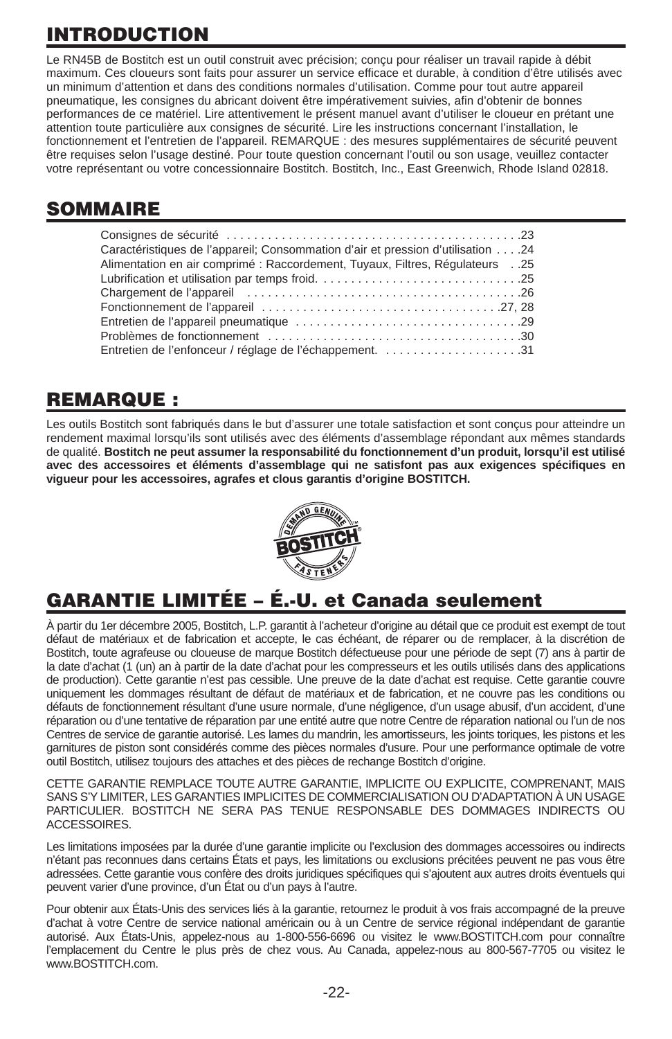# INTRODUCTION

Le RN45B de Bostitch est un outil construit avec précision; conçu pour réaliser un travail rapide à débit maximum. Ces cloueurs sont faits pour assurer un service efficace et durable, à condition d'être utilisés avec un minimum d'attention et dans des conditions normales d'utilisation. Comme pour tout autre appareil pneumatique, les consignes du abricant doivent être impérativement suivies, afin d'obtenir de bonnes performances de ce matériel. Lire attentivement le présent manuel avant d'utiliser le cloueur en prétant une attention toute particulière aux consignes de sécurité. Lire les instructions concernant l'installation, le fonctionnement et l'entretien de l'appareil. REMARQUE : des mesures supplémentaires de sécurité peuvent être requises selon l'usage destiné. Pour toute question concernant l'outil ou son usage, veuillez contacter votre représentant ou votre concessionnaire Bostitch. Bostitch, Inc., East Greenwich, Rhode Island 02818.

# SOMMAIRE

Consignes de sécurité . . . . . . . . . . . . . . . . . . . . . . . . . . . . . . . . . . . . . . . . . .23
Caractéristiques de l'appareil; Consommation d'air et pression d'utilisation . . . .24
Alimentation en air comprimé : Raccordement, Tuyaux, Filtres, Régulateurs . .25
Lubrification et utilisation par temps froid. . . . . . . . . . . . . . . . . . . . . . . . . . . . .25
Chargement de l'appareil . . . . . . . . . . . . . . . . . . . . . . . . . . . . . . . . . . . . . . .26
Fonctionnement de l'appareil . . . . . . . . . . . . . . . . . . . . . . . . . . . . . . . . . .27, 28
Entretien de l'appareil pneumatique . . . . . . . . . . . . . . . . . . . . . . . . . . . . . . . .29
Problèmes de fonctionnement . . . . . . . . . . . . . . . . . . . . . . . . . . . . . . . . . . . .30
Entretien de l'enfonceur / réglage de l'échappement. . . . . . . . . . . . . . . . . . . .31

# REMARQUE :

Les outils Bostitch sont fabriqués dans le but d'assurer une totale satisfaction et sont conçus pour atteindre un rendement maximal lorsqu'ils sont utilisés avec des éléments d'assemblage répondant aux mêmes standards de qualité. **Bostitch ne peut assumer la responsabilité du fonctionnement d'un produit, lorsqu'il est utilisé avec des accessoires et éléments d'assemblage qui ne satisfont pas aux exigences spécifiques en vigueur pour les accessoires, agrafes et clous garantis d'origine BOSTITCH.**

DEMAND GENUINE BOSTITCH FASTENERS

# GARANTIE LIMITÉE – É.-U. et Canada seulement

À partir du 1er décembre 2005, Bostitch, L.P. garantit à l'acheteur d'origine au détail que ce produit est exempt de tout défaut de matériaux et de fabrication et accepte, le cas échéant, de réparer ou de remplacer, à la discrétion de Bostitch, toute agrafeuse ou cloueuse de marque Bostitch défectueuse pour une période de sept (7) ans à partir de la date d'achat (1 (un) an à partir de la date d'achat pour les compresseurs et les outils utilisés dans des applications de production). Cette garantie n'est pas cessible. Une preuve de la date d'achat est requise. Cette garantie couvre uniquement les dommages résultant de défaut de matériaux et de fabrication, et ne couvre pas les conditions ou défauts de fonctionnement résultant d'une usure normale, d'une négligence, d'un usage abusif, d'un accident, d'une réparation ou d'une tentative de réparation par une entité autre que notre Centre de réparation national ou l'un de nos Centres de service de garantie autorisé. Les lames du mandrin, les amortisseurs, les joints toriques, les pistons et les garnitures de piston sont considérés comme des pièces normales d'usure. Pour une performance optimale de votre outil Bostitch, utilisez toujours des attaches et des pièces de rechange Bostitch d'origine.

CETTE GARANTIE REMPLACE TOUTE AUTRE GARANTIE, IMPLICITE OU EXPLICITE, COMPRENANT, MAIS SANS S'Y LIMITER, LES GARANTIES IMPLICITES DE COMMERCIALISATION OU D'ADAPTATION À UN USAGE PARTICULIER. BOSTITCH NE SERA PAS TENUE RESPONSABLE DES DOMMAGES INDIRECTS OU ACCESSOIRES.

Les limitations imposées par la durée d'une garantie implicite ou l'exclusion des dommages accessoires ou indirects n'étant pas reconnues dans certains États et pays, les limitations ou exclusions précitées peuvent ne pas vous être adressées. Cette garantie vous confère des droits juridiques spécifiques qui s'ajoutent aux autres droits éventuels qui peuvent varier d'une province, d'un État ou d'un pays à l'autre.

Pour obtenir aux États-Unis des services liés à la garantie, retournez le produit à vos frais accompagné de la preuve d'achat à votre Centre de service national américain ou à un Centre de service régional indépendant de garantie autorisé. Aux États-Unis, appelez-nous au 1-800-556-6696 ou visitez le www.BOSTITCH.com pour connaître l'emplacement du Centre le plus près de chez vous. Au Canada, appelez-nous au 800-567-7705 ou visitez le www.BOSTITCH.com.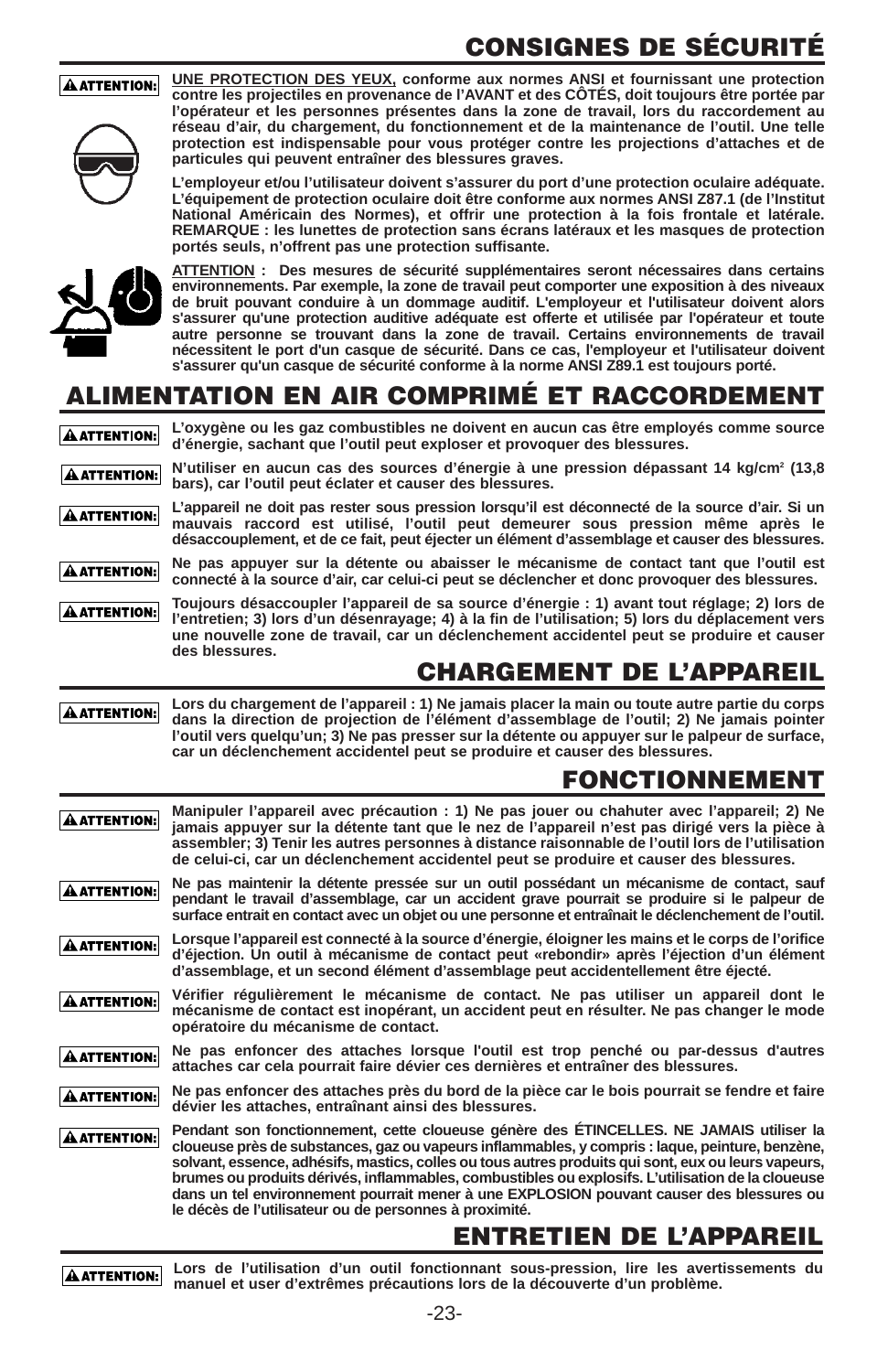# CONSIGNES DE SÉCURITÉ

**⚠ATTENTION:** **UNE PROTECTION DES YEUX, conforme aux normes ANSI et fournissant une protection contre les projectiles en provenance de l'AVANT et des CÔTÉS, doit toujours être portée par l'opérateur et les personnes présentes dans la zone de travail, lors du raccordement au réseau d'air, du chargement, du fonctionnement et de la maintenance de l'outil. Une telle protection est indispensable pour vous protéger contre les projections d'attaches et de particules qui peuvent entraîner des blessures graves.**

**L'employeur et/ou l'utilisateur doivent s'assurer du port d'une protection oculaire adéquate. L'équipement de protection oculaire doit être conforme aux normes ANSI Z87.1 (de l'Institut National Américain des Normes), et offrir une protection à la fois frontale et latérale. REMARQUE : les lunettes de protection sans écrans latéraux et les masques de protection portés seuls, n'offrent pas une protection suffisante.**

**ATTENTION : Des mesures de sécurité supplémentaires seront nécessaires dans certains environnements. Par exemple, la zone de travail peut comporter une exposition à des niveaux de bruit pouvant conduire à un dommage auditif. L'employeur et l'utilisateur doivent alors s'assurer qu'une protection auditive adéquate est offerte et utilisée par l'opérateur et toute autre personne se trouvant dans la zone de travail. Certains environnements de travail nécessitent le port d'un casque de sécurité. Dans ce cas, l'employeur et l'utilisateur doivent s'assurer qu'un casque de sécurité conforme à la norme ANSI Z89.1 est toujours porté.**

# ALIMENTATION EN AIR COMPRIMÉ ET RACCORDEMENT

**⚠ATTENTION:** **L'oxygène ou les gaz combustibles ne doivent en aucun cas être employés comme source d'énergie, sachant que l'outil peut exploser et provoquer des blessures.**

**⚠ATTENTION:** **N'utiliser en aucun cas des sources d'énergie à une pression dépassant 14 kg/cm² (13,8 bars), car l'outil peut éclater et causer des blessures.**

**⚠ATTENTION:** **L'appareil ne doit pas rester sous pression lorsqu'il est déconnecté de la source d'air. Si un mauvais raccord est utilisé, l'outil peut demeurer sous pression même après le désaccouplement, et de ce fait, peut éjecter un élément d'assemblage et causer des blessures.**

**⚠ATTENTION:** **Ne pas appuyer sur la détente ou abaisser le mécanisme de contact tant que l'outil est connecté à la source d'air, car celui-ci peut se déclencher et donc provoquer des blessures.**

**⚠ATTENTION:** **Toujours désaccoupler l'appareil de sa source d'énergie : 1) avant tout réglage; 2) lors de l'entretien; 3) lors d'un désenrayage; 4) à la fin de l'utilisation; 5) lors du déplacement vers une nouvelle zone de travail, car un déclenchement accidentel peut se produire et causer des blessures.**

# CHARGEMENT DE L'APPAREIL

**⚠ATTENTION:** **Lors du chargement de l'appareil : 1) Ne jamais placer la main ou toute autre partie du corps dans la direction de projection de l'élément d'assemblage de l'outil; 2) Ne jamais pointer l'outil vers quelqu'un; 3) Ne pas presser sur la détente ou appuyer sur le palpeur de surface, car un déclenchement accidentel peut se produire et causer des blessures.**

# FONCTIONNEMENT

**⚠ATTENTION:** **Manipuler l'appareil avec précaution : 1) Ne pas jouer ou chahuter avec l'appareil; 2) Ne jamais appuyer sur la détente tant que le nez de l'appareil n'est pas dirigé vers la pièce à assembler; 3) Tenir les autres personnes à distance raisonnable de l'outil lors de l'utilisation de celui-ci, car un déclenchement accidentel peut se produire et causer des blessures.**

**⚠ATTENTION:** **Ne pas maintenir la détente pressée sur un outil possédant un mécanisme de contact, sauf pendant le travail d'assemblage, car un accident grave pourrait se produire si le palpeur de surface entrait en contact avec un objet ou une personne et entraînait le déclenchement de l'outil.**

**⚠ATTENTION:** **Lorsque l'appareil est connecté à la source d'énergie, éloigner les mains et le corps de l'orifice d'éjection. Un outil à mécanisme de contact peut «rebondir» après l'éjection d'un élément d'assemblage, et un second élément d'assemblage peut accidentellement être éjecté.**

**⚠ATTENTION:** **Vérifier régulièrement le mécanisme de contact. Ne pas utiliser un appareil dont le mécanisme de contact est inopérant, un accident peut en résulter. Ne pas changer le mode opératoire du mécanisme de contact.**

**⚠ATTENTION:** **Ne pas enfoncer des attaches lorsque l'outil est trop penché ou par-dessus d'autres attaches car cela pourrait faire dévier ces dernières et entraîner des blessures.**

**⚠ATTENTION:** **Ne pas enfoncer des attaches près du bord de la pièce car le bois pourrait se fendre et faire dévier les attaches, entraînant ainsi des blessures.**

**⚠ATTENTION:** **Pendant son fonctionnement, cette cloueuse génère des ÉTINCELLES. NE JAMAIS utiliser la cloueuse près de substances, gaz ou vapeurs inflammables, y compris : laque, peinture, benzène, solvant, essence, adhésifs, mastics, colles ou tous autres produits qui sont, eux ou leurs vapeurs, brumes ou produits dérivés, inflammables, combustibles ou explosifs. L'utilisation de la cloueuse dans un tel environnement pourrait mener à une EXPLOSION pouvant causer des blessures ou le décès de l'utilisateur ou de personnes à proximité.**

# ENTRETIEN DE L'APPAREIL

**⚠ATTENTION:** **Lors de l'utilisation d'un outil fonctionnant sous-pression, lire les avertissements du manuel et user d'extrêmes précautions lors de la découverte d'un problème.**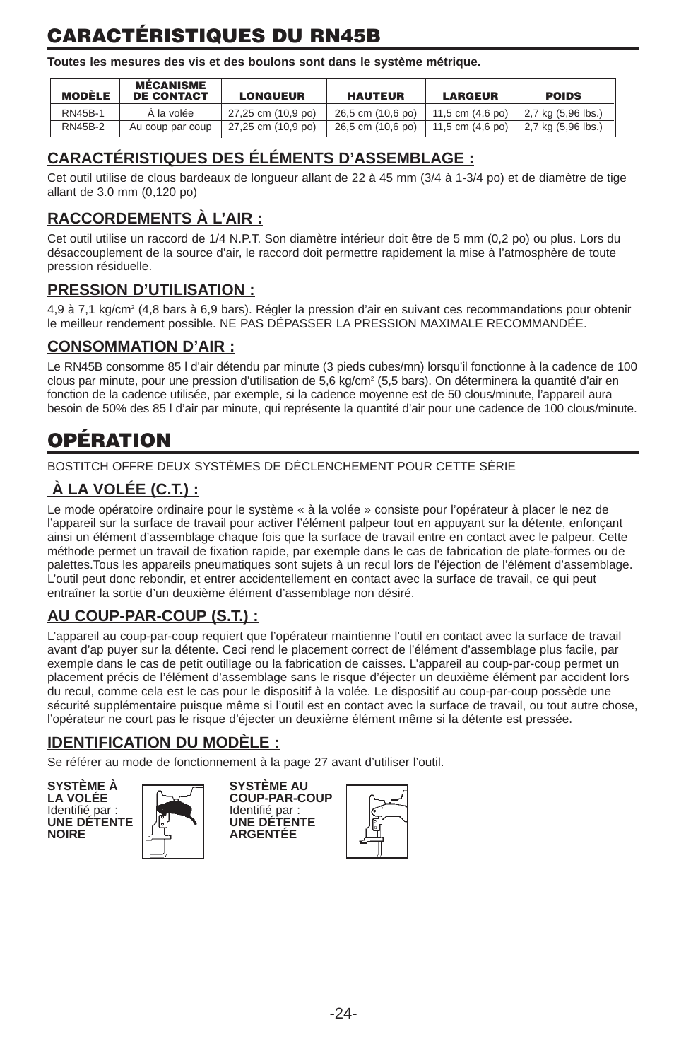# CARACTÉRISTIQUES DU RN45B

**Toutes les mesures des vis et des boulons sont dans le système métrique.**

| MODÈLE | MÉCANISME DE CONTACT | LONGUEUR | HAUTEUR | LARGEUR | POIDS |
|---|---|---|---|---|---|
| RN45B-1 | À la volée | 27,25 cm (10,9 po) | 26,5 cm (10,6 po) | 11,5 cm (4,6 po) | 2,7 kg (5,96 lbs.) |
| RN45B-2 | Au coup par coup | 27,25 cm (10,9 po) | 26,5 cm (10,6 po) | 11,5 cm (4,6 po) | 2,7 kg (5,96 lbs.) |

## CARACTÉRISTIQUES DES ÉLÉMENTS D'ASSEMBLAGE :

Cet outil utilise de clous bardeaux de longueur allant de 22 à 45 mm (3/4 à 1-3/4 po) et de diamètre de tige allant de 3.0 mm (0,120 po)

## RACCORDEMENTS À L'AIR :

Cet outil utilise un raccord de 1/4 N.P.T. Son diamètre intérieur doit être de 5 mm (0,2 po) ou plus. Lors du désaccouplement de la source d'air, le raccord doit permettre rapidement la mise à l'atmosphère de toute pression résiduelle.

## PRESSION D'UTILISATION :

4,9 à 7,1 kg/cm² (4,8 bars à 6,9 bars). Régler la pression d'air en suivant ces recommandations pour obtenir le meilleur rendement possible. NE PAS DÉPASSER LA PRESSION MAXIMALE RECOMMANDÉE.

## CONSOMMATION D'AIR :

Le RN45B consomme 85 l d'air détendu par minute (3 pieds cubes/mn) lorsqu'il fonctionne à la cadence de 100 clous par minute, pour une pression d'utilisation de 5,6 kg/cm² (5,5 bars). On déterminera la quantité d'air en fonction de la cadence utilisée, par exemple, si la cadence moyenne est de 50 clous/minute, l'appareil aura besoin de 50% des 85 l d'air par minute, qui représente la quantité d'air pour une cadence de 100 clous/minute.

# OPÉRATION

BOSTITCH OFFRE DEUX SYSTÈMES DE DÉCLENCHEMENT POUR CETTE SÉRIE

## À LA VOLÉE (C.T.) :

Le mode opératoire ordinaire pour le système « à la volée » consiste pour l'opérateur à placer le nez de l'appareil sur la surface de travail pour activer l'élément palpeur tout en appuyant sur la détente, enfonçant ainsi un élément d'assemblage chaque fois que la surface de travail entre en contact avec le palpeur. Cette méthode permet un travail de fixation rapide, par exemple dans le cas de fabrication de plate-formes ou de palettes.Tous les appareils pneumatiques sont sujets à un recul lors de l'éjection de l'élément d'assemblage. L'outil peut donc rebondir, et entrer accidentellement en contact avec la surface de travail, ce qui peut entraîner la sortie d'un deuxième élément d'assemblage non désiré.

## AU COUP-PAR-COUP (S.T.) :

L'appareil au coup-par-coup requiert que l'opérateur maintienne l'outil en contact avec la surface de travail avant d'ap puyer sur la détente. Ceci rend le placement correct de l'élément d'assemblage plus facile, par exemple dans le cas de petit outillage ou la fabrication de caisses. L'appareil au coup-par-coup permet un placement précis de l'élément d'assemblage sans le risque d'éjecter un deuxième élément par accident lors du recul, comme cela est le cas pour le dispositif à la volée. Le dispositif au coup-par-coup possède une sécurité supplémentaire puisque même si l'outil est en contact avec la surface de travail, ou tout autre chose, l'opérateur ne court pas le risque d'éjecter un deuxième élément même si la détente est pressée.

## IDENTIFICATION DU MODÈLE :

Se référer au mode de fonctionnement à la page 27 avant d'utiliser l'outil.

**SYSTÈME À LA VOLÉE**
Identifié par :
**UNE DÉTENTE NOIRE**

**SYSTÈME AU COUP-PAR-COUP**
Identifié par :
**UNE DÉTENTE ARGENTÉE**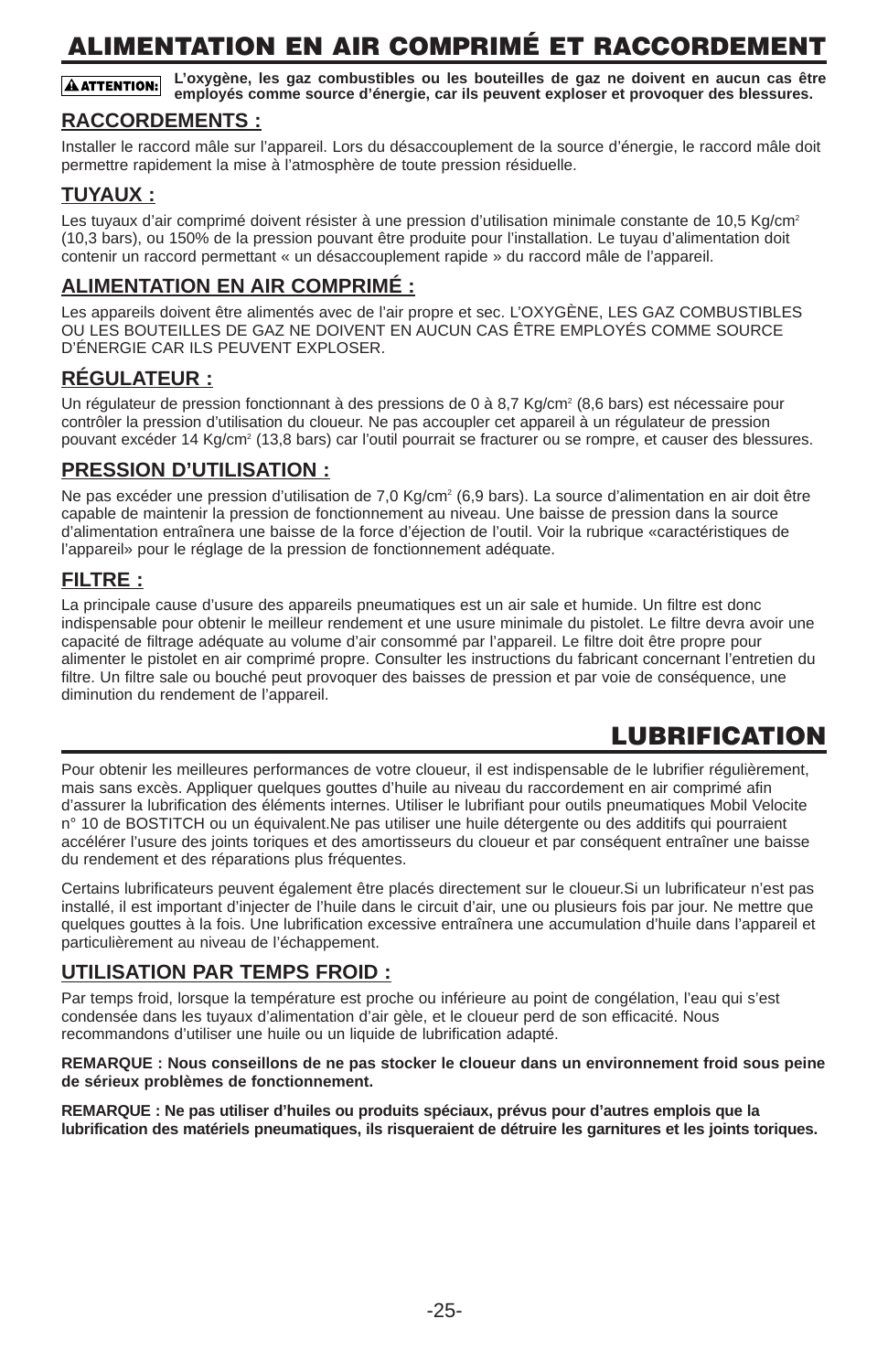# ALIMENTATION EN AIR COMPRIMÉ ET RACCORDEMENT

**⚠ATTENTION: L'oxygène, les gaz combustibles ou les bouteilles de gaz ne doivent en aucun cas être employés comme source d'énergie, car ils peuvent exploser et provoquer des blessures.**

## RACCORDEMENTS :

Installer le raccord mâle sur l'appareil. Lors du désaccouplement de la source d'énergie, le raccord mâle doit permettre rapidement la mise à l'atmosphère de toute pression résiduelle.

## TUYAUX :

Les tuyaux d'air comprimé doivent résister à une pression d'utilisation minimale constante de 10,5 Kg/cm$^2$ (10,3 bars), ou 150% de la pression pouvant être produite pour l'installation. Le tuyau d'alimentation doit contenir un raccord permettant « un désaccouplement rapide » du raccord mâle de l'appareil.

## ALIMENTATION EN AIR COMPRIMÉ :

Les appareils doivent être alimentés avec de l'air propre et sec. L'OXYGÈNE, LES GAZ COMBUSTIBLES OU LES BOUTEILLES DE GAZ NE DOIVENT EN AUCUN CAS ÊTRE EMPLOYÉS COMME SOURCE D'ÉNERGIE CAR ILS PEUVENT EXPLOSER.

## RÉGULATEUR :

Un régulateur de pression fonctionnant à des pressions de 0 à 8,7 Kg/cm$^2$ (8,6 bars) est nécessaire pour contrôler la pression d'utilisation du cloueur. Ne pas accoupler cet appareil à un régulateur de pression pouvant excéder 14 Kg/cm$^2$ (13,8 bars) car l'outil pourrait se fracturer ou se rompre, et causer des blessures.

## PRESSION D'UTILISATION :

Ne pas excéder une pression d'utilisation de 7,0 Kg/cm$^2$ (6,9 bars). La source d'alimentation en air doit être capable de maintenir la pression de fonctionnement au niveau. Une baisse de pression dans la source d'alimentation entraînera une baisse de la force d'éjection de l'outil. Voir la rubrique «caractéristiques de l'appareil» pour le réglage de la pression de fonctionnement adéquate.

## FILTRE :

La principale cause d'usure des appareils pneumatiques est un air sale et humide. Un filtre est donc indispensable pour obtenir le meilleur rendement et une usure minimale du pistolet. Le filtre devra avoir une capacité de filtrage adéquate au volume d'air consommé par l'appareil. Le filtre doit être propre pour alimenter le pistolet en air comprimé propre. Consulter les instructions du fabricant concernant l'entretien du filtre. Un filtre sale ou bouché peut provoquer des baisses de pression et par voie de conséquence, une diminution du rendement de l'appareil.

# LUBRIFICATION

Pour obtenir les meilleures performances de votre cloueur, il est indispensable de le lubrifier régulièrement, mais sans excès. Appliquer quelques gouttes d'huile au niveau du raccordement en air comprimé afin d'assurer la lubrification des éléments internes. Utiliser le lubrifiant pour outils pneumatiques Mobil Velocite n° 10 de BOSTITCH ou un équivalent.Ne pas utiliser une huile détergente ou des additifs qui pourraient accélérer l'usure des joints toriques et des amortisseurs du cloueur et par conséquent entraîner une baisse du rendement et des réparations plus fréquentes.

Certains lubrificateurs peuvent également être placés directement sur le cloueur.Si un lubrificateur n'est pas installé, il est important d'injecter de l'huile dans le circuit d'air, une ou plusieurs fois par jour. Ne mettre que quelques gouttes à la fois. Une lubrification excessive entraînera une accumulation d'huile dans l'appareil et particulièrement au niveau de l'échappement.

## UTILISATION PAR TEMPS FROID :

Par temps froid, lorsque la température est proche ou inférieure au point de congélation, l'eau qui s'est condensée dans les tuyaux d'alimentation d'air gèle, et le cloueur perd de son efficacité. Nous recommandons d'utiliser une huile ou un liquide de lubrification adapté.

**REMARQUE : Nous conseillons de ne pas stocker le cloueur dans un environnement froid sous peine de sérieux problèmes de fonctionnement.**

**REMARQUE : Ne pas utiliser d'huiles ou produits spéciaux, prévus pour d'autres emplois que la lubrification des matériels pneumatiques, ils risqueraient de détruire les garnitures et les joints toriques.**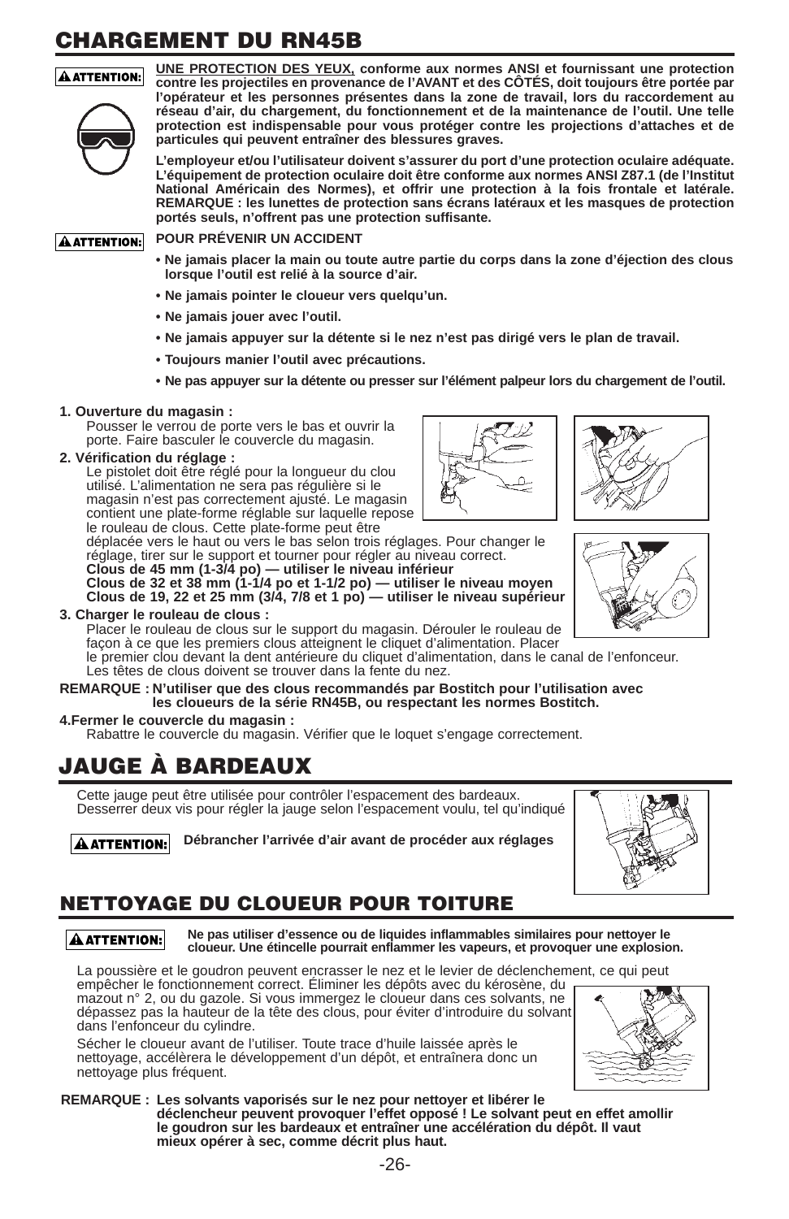# CHARGEMENT DU RN45B

**ATTENTION:** **UNE PROTECTION DES YEUX, conforme aux normes ANSI et fournissant une protection contre les projectiles en provenance de l'AVANT et des CÔTÉS, doit toujours être portée par l'opérateur et les personnes présentes dans la zone de travail, lors du raccordement au réseau d'air, du chargement, du fonctionnement et de la maintenance de l'outil. Une telle protection est indispensable pour vous protéger contre les projections d'attaches et de particules qui peuvent entraîner des blessures graves.**

**L'employeur et/ou l'utilisateur doivent s'assurer du port d'une protection oculaire adéquate. L'équipement de protection oculaire doit être conforme aux normes ANSI Z87.1 (de l'Institut National Américain des Normes), et offrir une protection à la fois frontale et latérale. REMARQUE : les lunettes de protection sans écrans latéraux et les masques de protection portés seuls, n'offrent pas une protection suffisante.**

**ATTENTION:** **POUR PRÉVENIR UN ACCIDENT**

- **Ne jamais placer la main ou toute autre partie du corps dans la zone d'éjection des clous lorsque l'outil est relié à la source d'air.**
- **Ne jamais pointer le cloueur vers quelqu'un.**
- **Ne jamais jouer avec l'outil.**
- **Ne jamais appuyer sur la détente si le nez n'est pas dirigé vers le plan de travail.**
- **Toujours manier l'outil avec précautions.**
- **Ne pas appuyer sur la détente ou presser sur l'élément palpeur lors du chargement de l'outil.**

**1. Ouverture du magasin :**
Pousser le verrou de porte vers le bas et ouvrir la porte. Faire basculer le couvercle du magasin.

**2. Vérification du réglage :**
Le pistolet doit être réglé pour la longueur du clou utilisé. L'alimentation ne sera pas régulière si le magasin n'est pas correctement ajusté. Le magasin contient une plate-forme réglable sur laquelle repose le rouleau de clous. Cette plate-forme peut être déplacée vers le haut ou vers le bas selon trois réglages. Pour changer le réglage, tirer sur le support et tourner pour régler au niveau correct.
**Clous de 45 mm (1-3/4 po) — utiliser le niveau inférieur**
**Clous de 32 et 38 mm (1-1/4 po et 1-1/2 po) — utiliser le niveau moyen**
**Clous de 19, 22 et 25 mm (3/4, 7/8 et 1 po) — utiliser le niveau supérieur**

**3. Charger le rouleau de clous :**
Placer le rouleau de clous sur le support du magasin. Dérouler le rouleau de façon à ce que les premiers clous atteignent le cliquet d'alimentation. Placer le premier clou devant la dent antérieure du cliquet d'alimentation, dans le canal de l'enfonceur. Les têtes de clous doivent se trouver dans la fente du nez.

**REMARQUE : N'utiliser que des clous recommandés par Bostitch pour l'utilisation avec les cloueurs de la série RN45B, ou respectant les normes Bostitch.**

**4.Fermer le couvercle du magasin :**
Rabattre le couvercle du magasin. Vérifier que le loquet s'engage correctement.

# JAUGE À BARDEAUX

Cette jauge peut être utilisée pour contrôler l'espacement des bardeaux. Desserrer deux vis pour régler la jauge selon l'espacement voulu, tel qu'indiqué

**ATTENTION:** **Débrancher l'arrivée d'air avant de procéder aux réglages**

## NETTOYAGE DU CLOUEUR POUR TOITURE

**ATTENTION:** **Ne pas utiliser d'essence ou de liquides inflammables similaires pour nettoyer le cloueur. Une étincelle pourrait enflammer les vapeurs, et provoquer une explosion.**

La poussière et le goudron peuvent encrasser le nez et le levier de déclenchement, ce qui peut empêcher le fonctionnement correct. Éliminer les dépôts avec du kérosène, du mazout n° 2, ou du gazole. Si vous immergez le cloueur dans ces solvants, ne dépassez pas la hauteur de la tête des clous, pour éviter d'introduire du solvant dans l'enfonceur du cylindre.

Sécher le cloueur avant de l'utiliser. Toute trace d'huile laissée après le nettoyage, accélèrera le développement d'un dépôt, et entraînera donc un nettoyage plus fréquent.

**REMARQUE : Les solvants vaporisés sur le nez pour nettoyer et libérer le déclencheur peuvent provoquer l'effet opposé ! Le solvant peut en effet amollir le goudron sur les bardeaux et entraîner une accélération du dépôt. Il vaut mieux opérer à sec, comme décrit plus haut.**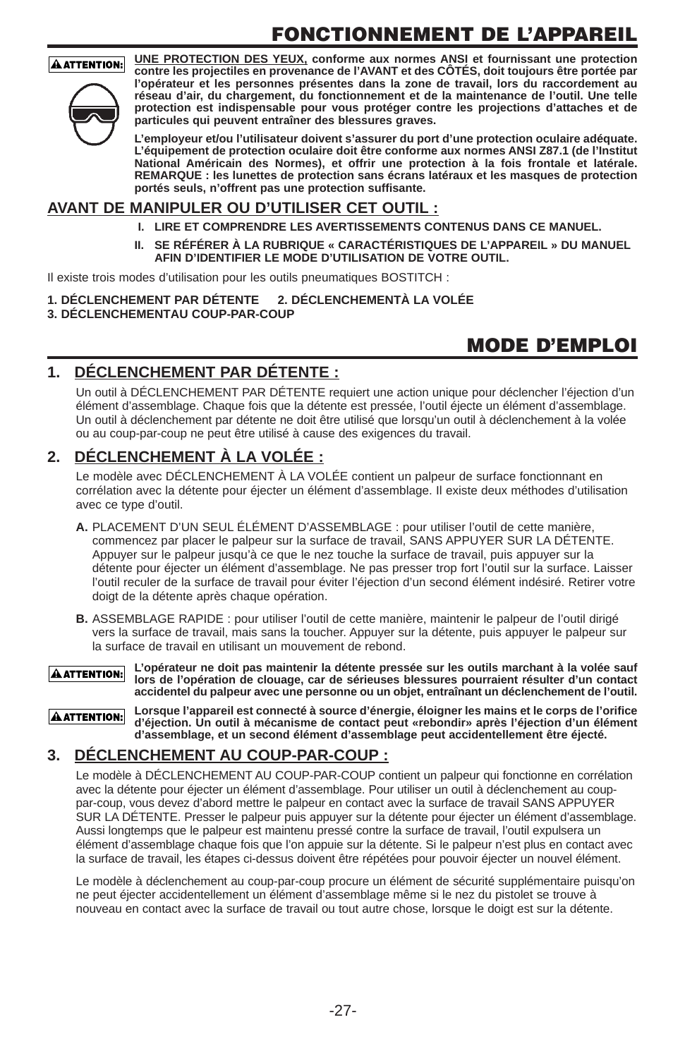# FONCTIONNEMENT DE L'APPAREIL

**⚠ATTENTION:** **UNE PROTECTION DES YEUX, conforme aux normes ANSI et fournissant une protection contre les projectiles en provenance de l'AVANT et des CÔTÉS, doit toujours être portée par l'opérateur et les personnes présentes dans la zone de travail, lors du raccordement au réseau d'air, du chargement, du fonctionnement et de la maintenance de l'outil. Une telle protection est indispensable pour vous protéger contre les projections d'attaches et de particules qui peuvent entraîner des blessures graves.**

**L'employeur et/ou l'utilisateur doivent s'assurer du port d'une protection oculaire adéquate. L'équipement de protection oculaire doit être conforme aux normes ANSI Z87.1 (de l'Institut National Américain des Normes), et offrir une protection à la fois frontale et latérale. REMARQUE : les lunettes de protection sans écrans latéraux et les masques de protection portés seuls, n'offrent pas une protection suffisante.**

## AVANT DE MANIPULER OU D'UTILISER CET OUTIL :

**I. LIRE ET COMPRENDRE LES AVERTISSEMENTS CONTENUS DANS CE MANUEL.**

**II. SE RÉFÉRER À LA RUBRIQUE « CARACTÉRISTIQUES DE L'APPAREIL » DU MANUEL AFIN D'IDENTIFIER LE MODE D'UTILISATION DE VOTRE OUTIL.**

Il existe trois modes d'utilisation pour les outils pneumatiques BOSTITCH :

**1. DÉCLENCHEMENT PAR DÉTENTE 2. DÉCLENCHEMENTÀ LA VOLÉE**
**3. DÉCLENCHEMENTAU COUP-PAR-COUP**

# MODE D'EMPLOI

## 1. DÉCLENCHEMENT PAR DÉTENTE :

Un outil à DÉCLENCHEMENT PAR DÉTENTE requiert une action unique pour déclencher l'éjection d'un élément d'assemblage. Chaque fois que la détente est pressée, l'outil éjecte un élément d'assemblage. Un outil à déclenchement par détente ne doit être utilisé que lorsqu'un outil à déclenchement à la volée ou au coup-par-coup ne peut être utilisé à cause des exigences du travail.

## 2. DÉCLENCHEMENT À LA VOLÉE :

Le modèle avec DÉCLENCHEMENT À LA VOLÉE contient un palpeur de surface fonctionnant en corrélation avec la détente pour éjecter un élément d'assemblage. Il existe deux méthodes d'utilisation avec ce type d'outil.

**A.** PLACEMENT D'UN SEUL ÉLÉMENT D'ASSEMBLAGE : pour utiliser l'outil de cette manière, commencez par placer le palpeur sur la surface de travail, SANS APPUYER SUR LA DÉTENTE. Appuyer sur le palpeur jusqu'à ce que le nez touche la surface de travail, puis appuyer sur la détente pour éjecter un élément d'assemblage. Ne pas presser trop fort l'outil sur la surface. Laisser l'outil reculer de la surface de travail pour éviter l'éjection d'un second élément indésiré. Retirer votre doigt de la détente après chaque opération.

**B.** ASSEMBLAGE RAPIDE : pour utiliser l'outil de cette manière, maintenir le palpeur de l'outil dirigé vers la surface de travail, mais sans la toucher. Appuyer sur la détente, puis appuyer le palpeur sur la surface de travail en utilisant un mouvement de rebond.

**⚠ATTENTION:** **L'opérateur ne doit pas maintenir la détente pressée sur les outils marchant à la volée sauf lors de l'opération de clouage, car de sérieuses blessures pourraient résulter d'un contact accidentel du palpeur avec une personne ou un objet, entraînant un déclenchement de l'outil.**

**⚠ATTENTION:** **Lorsque l'appareil est connecté à source d'énergie, éloigner les mains et le corps de l'orifice d'éjection. Un outil à mécanisme de contact peut «rebondir» après l'éjection d'un élément d'assemblage, et un second élément d'assemblage peut accidentellement être éjecté.**

## 3. DÉCLENCHEMENT AU COUP-PAR-COUP :

Le modèle à DÉCLENCHEMENT AU COUP-PAR-COUP contient un palpeur qui fonctionne en corrélation avec la détente pour éjecter un élément d'assemblage. Pour utiliser un outil à déclenchement au coup-par-coup, vous devez d'abord mettre le palpeur en contact avec la surface de travail SANS APPUYER SUR LA DÉTENTE. Presser le palpeur puis appuyer sur la détente pour éjecter un élément d'assemblage. Aussi longtemps que le palpeur est maintenu pressé contre la surface de travail, l'outil expulsera un élément d'assemblage chaque fois que l'on appuie sur la détente. Si le palpeur n'est plus en contact avec la surface de travail, les étapes ci-dessus doivent être répétées pour pouvoir éjecter un nouvel élément.

Le modèle à déclenchement au coup-par-coup procure un élément de sécurité supplémentaire puisqu'on ne peut éjecter accidentellement un élément d'assemblage même si le nez du pistolet se trouve à nouveau en contact avec la surface de travail ou tout autre chose, lorsque le doigt est sur la détente.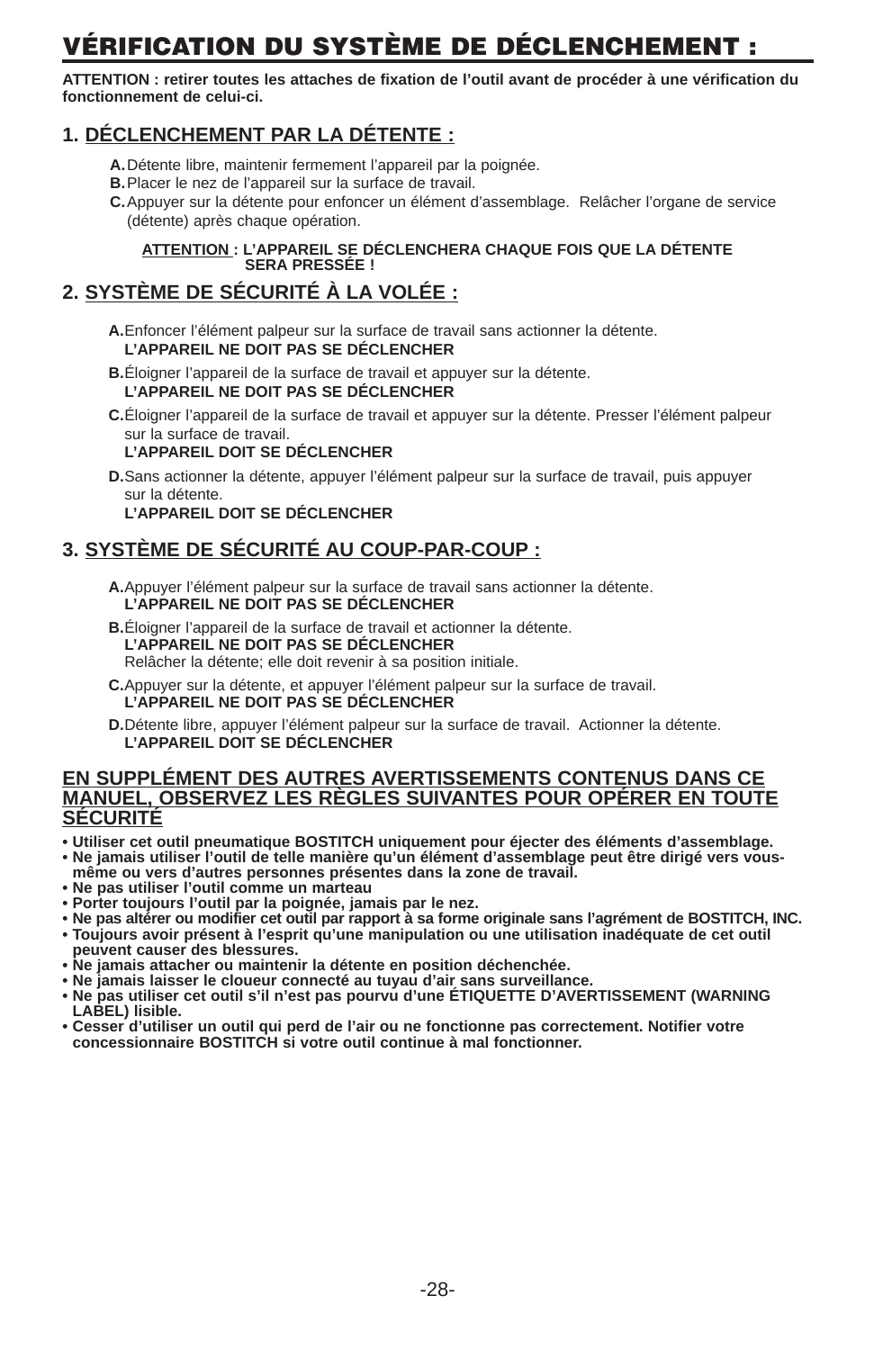# VÉRIFICATION DU SYSTÈME DE DÉCLENCHEMENT :

**ATTENTION : retirer toutes les attaches de fixation de l'outil avant de procéder à une vérification du fonctionnement de celui-ci.**

## 1. DÉCLENCHEMENT PAR LA DÉTENTE :

**A.** Détente libre, maintenir fermement l'appareil par la poignée.
**B.** Placer le nez de l'appareil sur la surface de travail.
**C.** Appuyer sur la détente pour enfoncer un élément d'assemblage. Relâcher l'organe de service (détente) après chaque opération.

**ATTENTION : L'APPAREIL SE DÉCLENCHERA CHAQUE FOIS QUE LA DÉTENTE SERA PRESSÉE !**

## 2. SYSTÈME DE SÉCURITÉ À LA VOLÉE :

**A.** Enfoncer l'élément palpeur sur la surface de travail sans actionner la détente.
**L'APPAREIL NE DOIT PAS SE DÉCLENCHER**

**B.** Éloigner l'appareil de la surface de travail et appuyer sur la détente.
**L'APPAREIL NE DOIT PAS SE DÉCLENCHER**

**C.** Éloigner l'appareil de la surface de travail et appuyer sur la détente. Presser l'élément palpeur sur la surface de travail.
**L'APPAREIL DOIT SE DÉCLENCHER**

**D.** Sans actionner la détente, appuyer l'élément palpeur sur la surface de travail, puis appuyer sur la détente.
**L'APPAREIL DOIT SE DÉCLENCHER**

## 3. SYSTÈME DE SÉCURITÉ AU COUP-PAR-COUP :

**A.** Appuyer l'élément palpeur sur la surface de travail sans actionner la détente.
**L'APPAREIL NE DOIT PAS SE DÉCLENCHER**

**B.** Éloigner l'appareil de la surface de travail et actionner la détente.
**L'APPAREIL NE DOIT PAS SE DÉCLENCHER**
Relâcher la détente; elle doit revenir à sa position initiale.

**C.** Appuyer sur la détente, et appuyer l'élément palpeur sur la surface de travail.
**L'APPAREIL NE DOIT PAS SE DÉCLENCHER**

**D.** Détente libre, appuyer l'élément palpeur sur la surface de travail. Actionner la détente.
**L'APPAREIL DOIT SE DÉCLENCHER**

## EN SUPPLÉMENT DES AUTRES AVERTISSEMENTS CONTENUS DANS CE MANUEL, OBSERVEZ LES RÈGLES SUIVANTES POUR OPÉRER EN TOUTE SÉCURITÉ

- **Utiliser cet outil pneumatique BOSTITCH uniquement pour éjecter des éléments d'assemblage.**
- **Ne jamais utiliser l'outil de telle manière qu'un élément d'assemblage peut être dirigé vers vous-même ou vers d'autres personnes présentes dans la zone de travail.**
- **Ne pas utiliser l'outil comme un marteau**
- **Porter toujours l'outil par la poignée, jamais par le nez.**
- **Ne pas altérer ou modifier cet outil par rapport à sa forme originale sans l'agrément de BOSTITCH, INC.**
- **Toujours avoir présent à l'esprit qu'une manipulation ou une utilisation inadéquate de cet outil peuvent causer des blessures.**
- **Ne jamais attacher ou maintenir la détente en position déchenchée.**
- **Ne jamais laisser le cloueur connecté au tuyau d'air sans surveillance.**
- **Ne pas utiliser cet outil s'il n'est pas pourvu d'une ÉTIQUETTE D'AVERTISSEMENT (WARNING LABEL) lisible.**
- **Cesser d'utiliser un outil qui perd de l'air ou ne fonctionne pas correctement. Notifier votre concessionnaire BOSTITCH si votre outil continue à mal fonctionner.**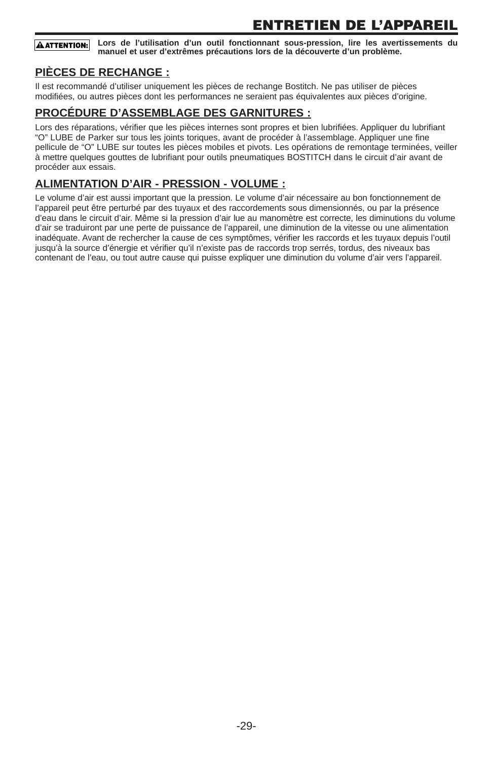# ENTRETIEN DE L'APPAREIL

**⚠ATTENTION: Lors de l'utilisation d'un outil fonctionnant sous-pression, lire les avertissements du manuel et user d'extrêmes précautions lors de la découverte d'un problème.**

## PIÈCES DE RECHANGE :

Il est recommandé d'utiliser uniquement les pièces de rechange Bostitch. Ne pas utiliser de pièces modifiées, ou autres pièces dont les performances ne seraient pas équivalentes aux pièces d'origine.

## PROCÉDURE D'ASSEMBLAGE DES GARNITURES :

Lors des réparations, vérifier que les pièces internes sont propres et bien lubrifiées. Appliquer du lubrifiant "O" LUBE de Parker sur tous les joints toriques, avant de procéder à l'assemblage. Appliquer une fine pellicule de "O" LUBE sur toutes les pièces mobiles et pivots. Les opérations de remontage terminées, veiller à mettre quelques gouttes de lubrifiant pour outils pneumatiques BOSTITCH dans le circuit d'air avant de procéder aux essais.

## ALIMENTATION D'AIR - PRESSION - VOLUME :

Le volume d'air est aussi important que la pression. Le volume d'air nécessaire au bon fonctionnement de l'appareil peut être perturbé par des tuyaux et des raccordements sous dimensionnés, ou par la présence d'eau dans le circuit d'air. Même si la pression d'air lue au manomètre est correcte, les diminutions du volume d'air se traduiront par une perte de puissance de l'appareil, une diminution de la vitesse ou une alimentation inadéquate. Avant de rechercher la cause de ces symptômes, vérifier les raccords et les tuyaux depuis l'outil jusqu'à la source d'énergie et vérifier qu'il n'existe pas de raccords trop serrés, tordus, des niveaux bas contenant de l'eau, ou tout autre cause qui puisse expliquer une diminution du volume d'air vers l'appareil.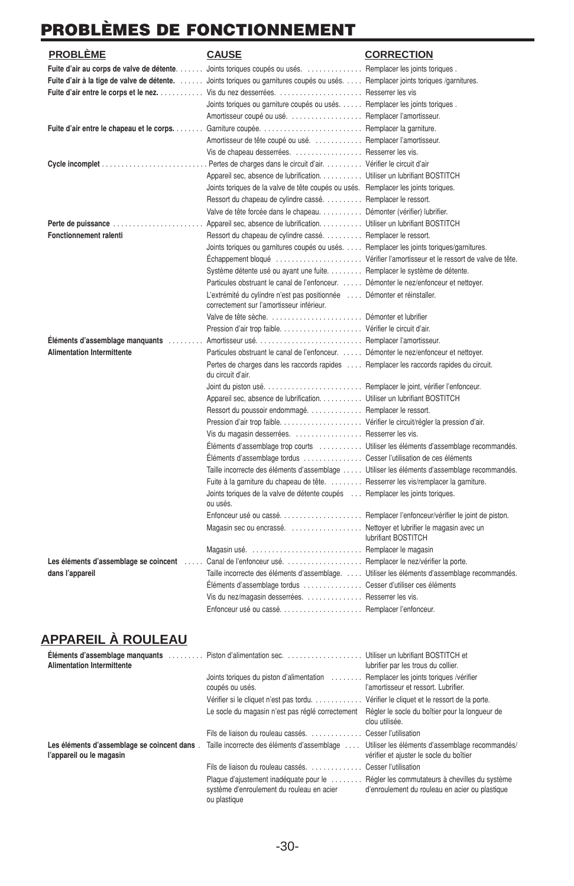# PROBLÈMES DE FONCTIONNEMENT

| PROBLÈME | CAUSE | CORRECTION |
|---|---|---|
| **Fuite d'air au corps de valve de détente** | Joints toriques coupés ou usés. | Remplacer les joints toriques . |
| **Fuite d'air à la tige de valve de détente.** | Joints toriques ou garnitures coupés ou usés. | Remplacer joints toriques /garnitures. |
| **Fuite d'air entre le corps et le nez.** | Vis du nez desserrées. | Resserrer les vis |
| | Joints toriques ou garniture coupés ou usés. | Remplacer les joints toriques . |
| | Amortisseur coupé ou usé. | Remplacer l'amortisseur. |
| **Fuite d'air entre le chapeau et le corps.** | Garniture coupée. | Remplacer la garniture. |
| | Amortisseur de tête coupé ou usé. | Remplacer l'amortisseur. |
| | Vis de chapeau desserrées. | Resserrer les vis. |
| **Cycle incomplet** | Pertes de charges dans le circuit d'air. | Vérifier le circuit d'air |
| | Appareil sec, absence de lubrification. | Utiliser un lubrifiant BOSTITCH |
| | Joints toriques de la valve de tête coupés ou usés. | Remplacer les joints toriques. |
| | Ressort du chapeau de cylindre cassé. | Remplacer le ressort. |
| | Valve de tête forcée dans le chapeau. | Démonter (vérifier) lubrifier. |
| **Perte de puissance** | Appareil sec, absence de lubrification. | Utiliser un lubrifiant BOSTITCH |
| **Fonctionnement ralenti** | Ressort du chapeau de cylindre cassé. | Remplacer le ressort. |
| | Joints toriques ou garnitures coupés ou usés. | Remplacer les joints toriques/garnitures. |
| | Échappement bloqué | Vérifier l'amortisseur et le ressort de valve de tête. |
| | Système détente usé ou ayant une fuite. | Remplacer le système de détente. |
| | Particules obstruant le canal de l'enfonceur. | Démonter le nez/enfonceur et nettoyer. |
| | L'extrémité du cylindre n'est pas positionnée correctement sur l'amortisseur inférieur. | Démonter et réinstaller. |
| | Valve de tête sèche. | Démonter et lubrifier |
| | Pression d'air trop faible. | Vérifier le circuit d'air. |
| **Éléments d'assemblage manquants** | Amortisseur usé. | Remplacer l'amortisseur. |
| **Alimentation Intermittente** | Particules obstruant le canal de l'enfonceur. | Démonter le nez/enfonceur et nettoyer. |
| | Pertes de charges dans les raccords rapides du circuit d'air. | Remplacer les raccords rapides du circuit. |
| | Joint du piston usé. | Remplacer le joint, vérifier l'enfonceur. |
| | Appareil sec, absence de lubrification. | Utiliser un lubrifiant BOSTITCH |
| | Ressort du poussoir endommagé. | Remplacer le ressort. |
| | Pression d'air trop faible. | Vérifier le circuit/régler la pression d'air. |
| | Vis du magasin desserrées. | Resserrer les vis. |
| | Éléments d'assemblage trop courts | Utiliser les éléments d'assemblage recommandés. |
| | Éléments d'assemblage tordus | Cesser l'utilisation de ces éléments |
| | Taille incorrecte des éléments d'assemblage | Utiliser les éléments d'assemblage recommandés. |
| | Fuite à la garniture du chapeau de tête. | Resserrer les vis/remplacer la garniture. |
| | Joints toriques de la valve de détente coupés ou usés. | Remplacer les joints toriques. |
| | Enfonceur usé ou cassé. | Remplacer l'enfonceur/vérifier le joint de piston. |
| | Magasin sec ou encrassé. | Nettoyer et lubrifier le magasin avec un lubrifiant BOSTITCH |
| | Magasin usé. | Remplacer le magasin |
| **Les éléments d'assemblage se coincent** | Canal de l'enfonceur usé. | Remplacer le nez/vérifier la porte. |
| **dans l'appareil** | Taille incorrecte des éléments d'assemblage. | Utiliser les éléments d'assemblage recommandés. |
| | Éléments d'assemblage tordus | Cesser d'utiliser ces éléments |
| | Vis du nez/magasin desserrées. | Resserrer les vis. |
| | Enfonceur usé ou cassé. | Remplacer l'enfonceur. |

## APPAREIL À ROULEAU

| PROBLÈME | CAUSE | CORRECTION |
|---|---|---|
| **Éléments d'assemblage manquants Alimentation Intermittente** | Piston d'alimentation sec. | Utiliser un lubrifiant BOSTITCH et lubrifier par les trous du collier. |
| | Joints toriques du piston d'alimentation coupés ou usés. | Remplacer les joints toriques /vérifier l'amortisseur et ressort. Lubrifier. |
| | Vérifier si le cliquet n'est pas tordu. | Vérifier le cliquet et le ressort de la porte. |
| | Le socle du magasin n'est pas réglé correctement | Régler le socle du boîtier pour la longueur de clou utilisée. |
| | Fils de liaison du rouleau cassés. | Cesser l'utilisation |
| **Les éléments d'assemblage se coincent dans l'appareil ou le magasin** | Taille incorrecte des éléments d'assemblage | Utiliser les éléments d'assemblage recommandés/ vérifier et ajuster le socle du boîtier |
| | Fils de liaison du rouleau cassés. | Cesser l'utilisation |
| | Plaque d'ajustement inadéquate pour le système d'enroulement du rouleau en acier ou plastique | Régler les commutateurs à chevilles du système d'enroulement du rouleau en acier ou plastique |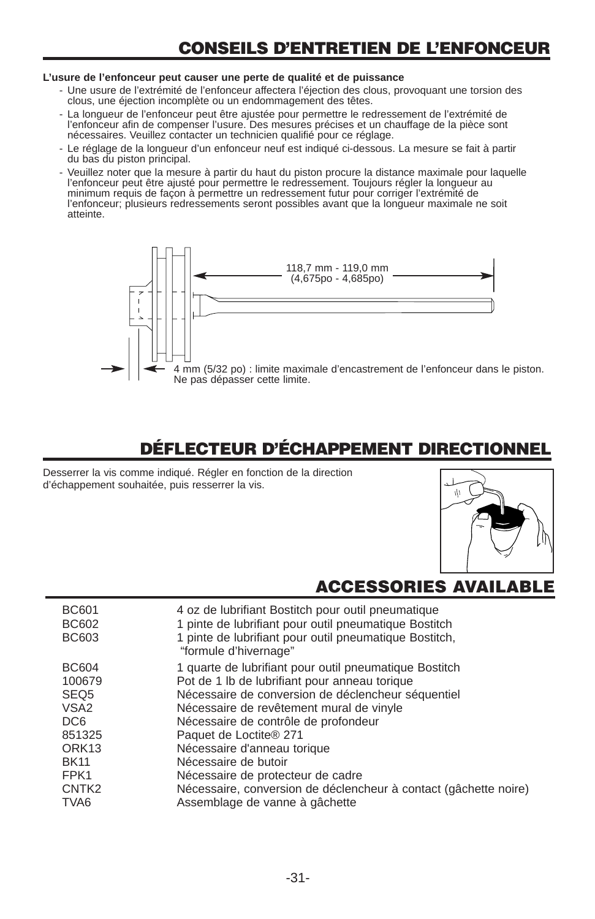# CONSEILS D'ENTRETIEN DE L'ENFONCEUR

**L'usure de l'enfonceur peut causer une perte de qualité et de puissance**

- Une usure de l'extrémité de l'enfonceur affectera l'éjection des clous, provoquant une torsion des clous, une éjection incomplète ou un endommagement des têtes.
- La longueur de l'enfonceur peut être ajustée pour permettre le redressement de l'extrémité de l'enfonceur afin de compenser l'usure. Des mesures précises et un chauffage de la pièce sont nécessaires. Veuillez contacter un technicien qualifié pour ce réglage.
- Le réglage de la longueur d'un enfonceur neuf est indiqué ci-dessous. La mesure se fait à partir du bas du piston principal.
- Veuillez noter que la mesure à partir du haut du piston procure la distance maximale pour laquelle l'enfonceur peut être ajusté pour permettre le redressement. Toujours régler la longueur au minimum requis de façon à permettre un redressement futur pour corriger l'extrémité de l'enfonceur; plusieurs redressements seront possibles avant que la longueur maximale ne soit atteinte.

118,7 mm - 119,0 mm
(4,675po - 4,685po)

4 mm (5/32 po) : limite maximale d'encastrement de l'enfonceur dans le piston.
Ne pas dépasser cette limite.

# DÉFLECTEUR D'ÉCHAPPEMENT DIRECTIONNEL

Desserrer la vis comme indiqué. Régler en fonction de la direction d'échappement souhaitée, puis resserrer la vis.

# ACCESSORIES AVAILABLE

| | |
|---|---|
| BC601 | 4 oz de lubrifiant Bostitch pour outil pneumatique |
| BC602 | 1 pinte de lubrifiant pour outil pneumatique Bostitch |
| BC603 | 1 pinte de lubrifiant pour outil pneumatique Bostitch, "formule d'hivernage" |
| BC604 | 1 quarte de lubrifiant pour outil pneumatique Bostitch |
| 100679 | Pot de 1 lb de lubrifiant pour anneau torique |
| SEQ5 | Nécessaire de conversion de déclencheur séquentiel |
| VSA2 | Nécessaire de revêtement mural de vinyle |
| DC6 | Nécessaire de contrôle de profondeur |
| 851325 | Paquet de Loctite® 271 |
| ORK13 | Nécessaire d'anneau torique |
| BK11 | Nécessaire de butoir |
| FPK1 | Nécessaire de protecteur de cadre |
| CNTK2 | Nécessaire, conversion de déclencheur à contact (gâchette noire) |
| TVA6 | Assemblage de vanne à gâchette |